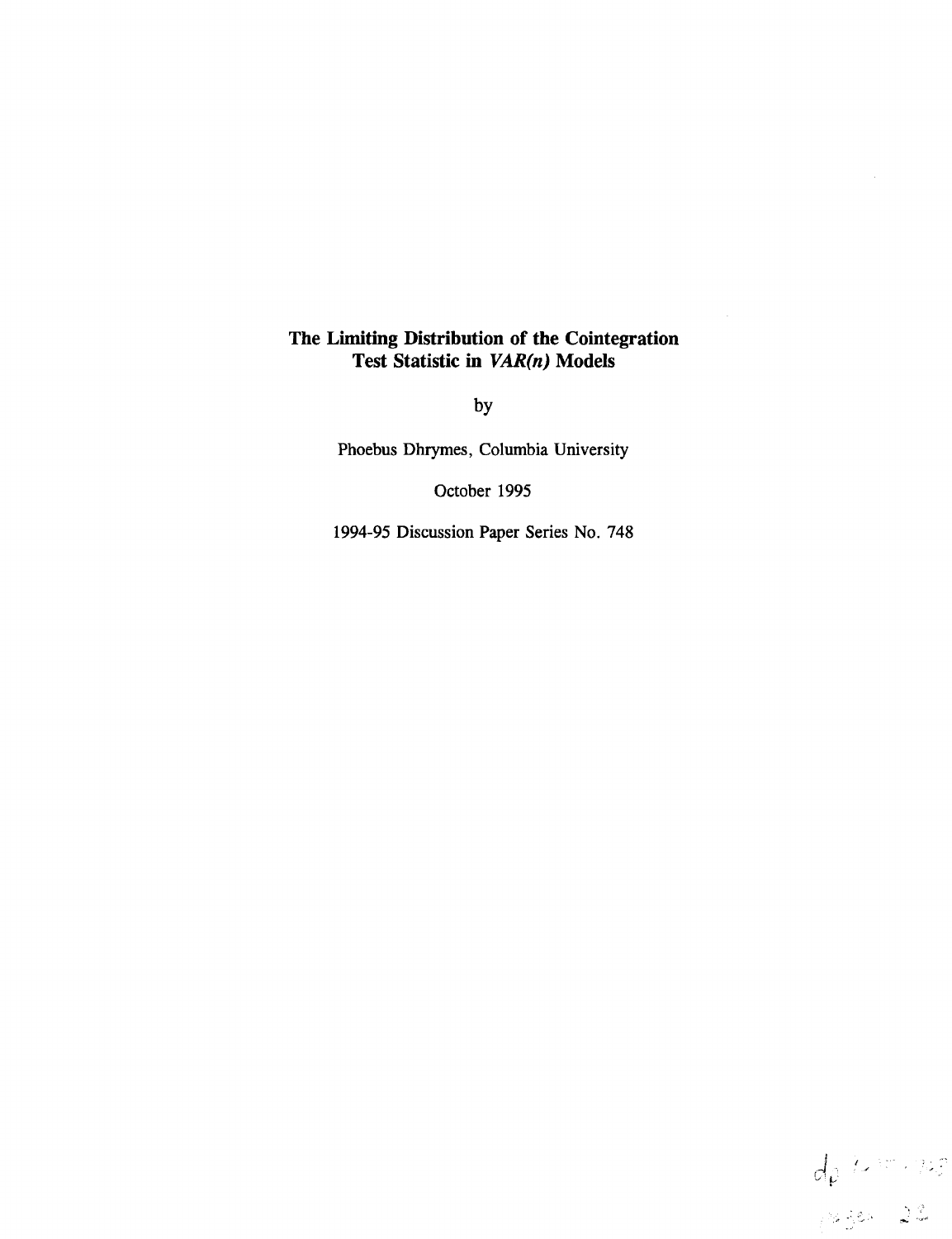# The Limiting Distribution of the Cointegration Test Statistic in *VAR(n)* Models

by

Phoebus Dhrymes, Columbia University

October 1995

1994-95 Discussion Paper Series No. 748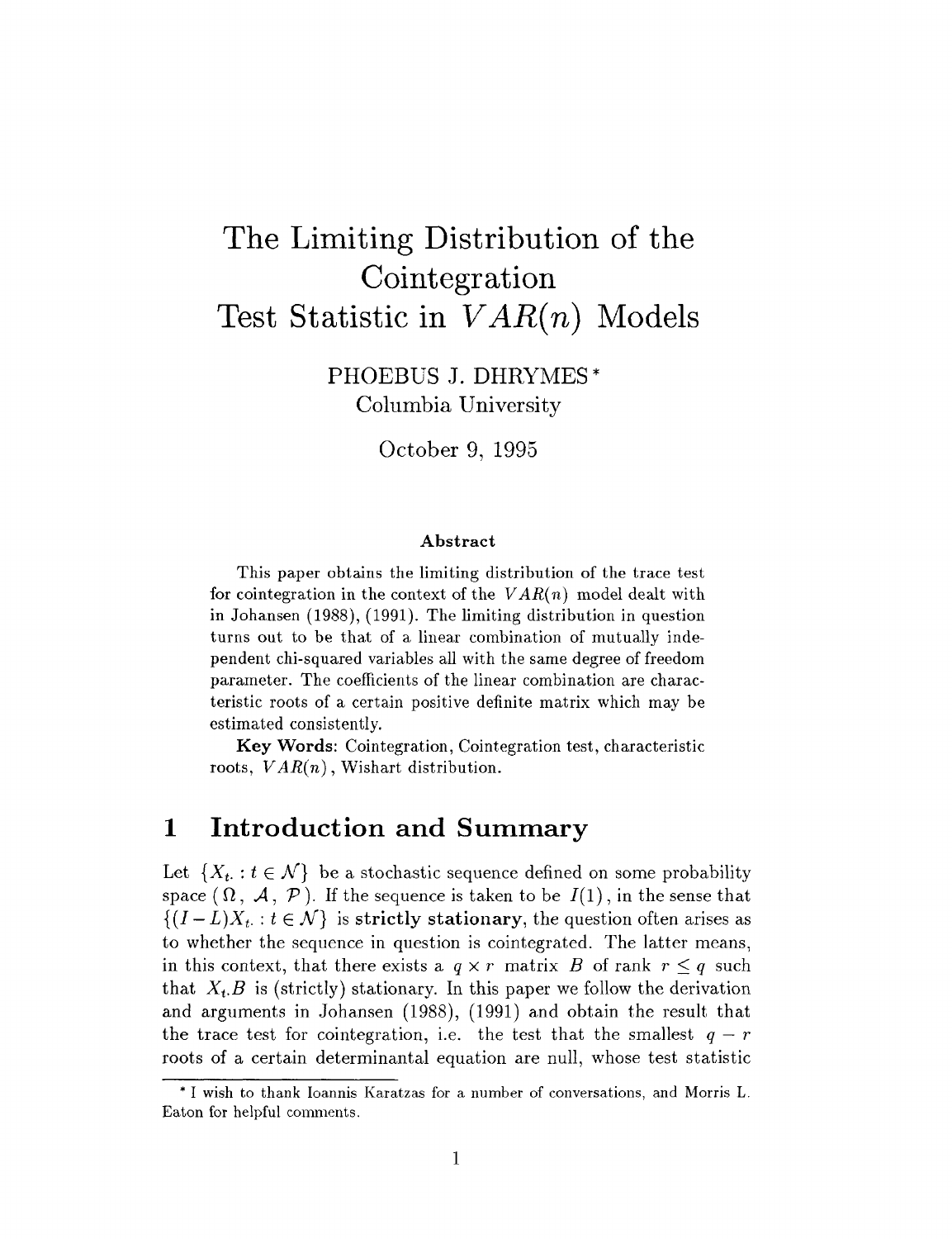# The Limiting Distribution of the Cointegration Test Statistic in $VAR(n)$ Models

PHOEBUS J. DHRYMES*
Columbia University

October 9, 1995

### Abstract

This paper obtains the limiting distribution of the trace test for cointegration in the context of the $VAR(n)$ model dealt with in Johansen (1988), (1991). The limiting distribution in question turns out to be that of a linear combination of mutually independent chi-squared variables all with the same degree of freedom parameter. The coefficients of the linear combination are characteristic roots of a certain positive definite matrix which may be estimated consistently.

**Key Words**: Cointegration, Cointegration test, characteristic roots, $VAR(n)$, Wishart distribution.

## 1 Introduction and Summary

Let $\{X_{t\cdot} : t \in \mathcal{N}\}$ be a stochastic sequence defined on some probability space $(\Omega, \mathcal{A}, \mathcal{P})$. If the sequence is taken to be $I(1)$, in the sense that $\{(I-L)X_{t\cdot} : t \in \mathcal{N}\}$ is **strictly stationary**, the question often arises as to whether the sequence in question is cointegrated. The latter means, in this context, that there exists a $q \times r$ matrix $B$ of rank $r \leq q$ such that $X_{t\cdot}B$ is (strictly) stationary. In this paper we follow the derivation and arguments in Johansen (1988), (1991) and obtain the result that the trace test for cointegration, i.e. the test that the smallest $q-r$ roots of a certain determinantal equation are null, whose test statistic

* I wish to thank Ioannis Karatzas for a number of conversations, and Morris L. Eaton for helpful comments.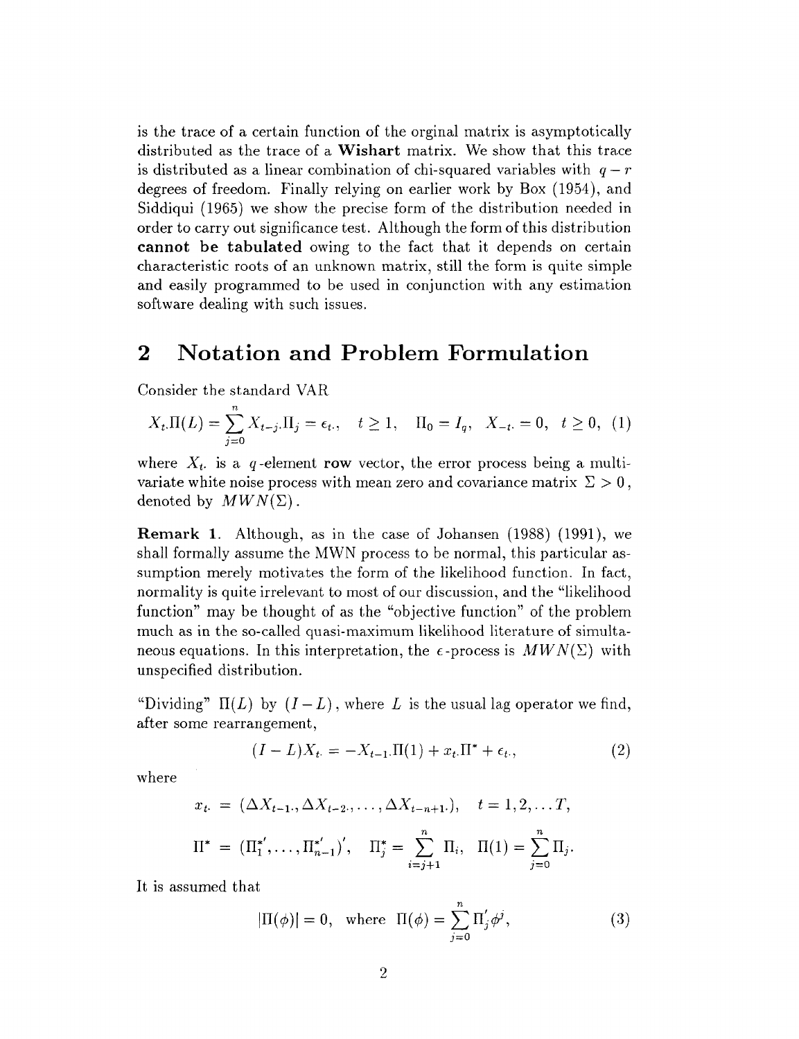is the trace of a certain function of the orginal matrix is asymptotically distributed as the trace of a **Wishart** matrix. We show that this trace is distributed as a linear combination of chi-squared variables with $q-r$ degrees of freedom. Finally relying on earlier work by Box (1954), and Siddiqui (1965) we show the precise form of the distribution needed in order to carry out significance test. Although the form of this distribution **cannot be tabulated** owing to the fact that it depends on certain characteristic roots of an unknown matrix, still the form is quite simple and easily programmed to be used in conjunction with any estimation software dealing with such issues.

## 2 Notation and Problem Formulation

Consider the standard VAR

$$X_{t\cdot}\Pi(L) = \sum_{j=0}^{n} X_{t-j\cdot}\Pi_j = \epsilon_{t\cdot}, \quad t \geq 1, \quad \Pi_0 = I_q, \quad X_{-t\cdot} = 0, \quad t \geq 0, \quad (1)$$

where $X_{t\cdot}$ is a $q$-element **row** vector, the error process being a multivariate white noise process with mean zero and covariance matrix $\Sigma > 0$, denoted by $MWN(\Sigma)$.

**Remark 1**. Although, as in the case of Johansen (1988) (1991), we shall formally assume the MWN process to be normal, this particular assumption merely motivates the form of the likelihood function. In fact, normality is quite irrelevant to most of our discussion, and the "likelihood function" may be thought of as the "objective function" of the problem much as in the so-called quasi-maximum likelihood literature of simultaneous equations. In this interpretation, the $\epsilon$-process is $MWN(\Sigma)$ with unspecified distribution.

"Dividing" $\Pi(L)$ by $(I-L)$, where $L$ is the usual lag operator we find, after some rearrangement,

$$(I-L)X_{t\cdot} = -X_{t-1\cdot}\Pi(1) + x_{t\cdot}\Pi^* + \epsilon_{t\cdot}, \quad (2)$$

where

$$x_{t\cdot} = (\Delta X_{t-1\cdot}, \Delta X_{t-2\cdot}, \ldots, \Delta X_{t-n+1\cdot}), \quad t = 1, 2, \ldots T,$$

$$\Pi^* = (\Pi_1^{*\prime}, \ldots, \Pi_{n-1}^{*\prime})', \quad \Pi_j^* = \sum_{i=j+1}^{n} \Pi_i, \quad \Pi(1) = \sum_{j=0}^{n} \Pi_j.$$

It is assumed that

$$|\Pi(\phi)| = 0, \quad \text{where } \Pi(\phi) = \sum_{j=0}^{n} \Pi_j' \phi^j, \quad (3)$$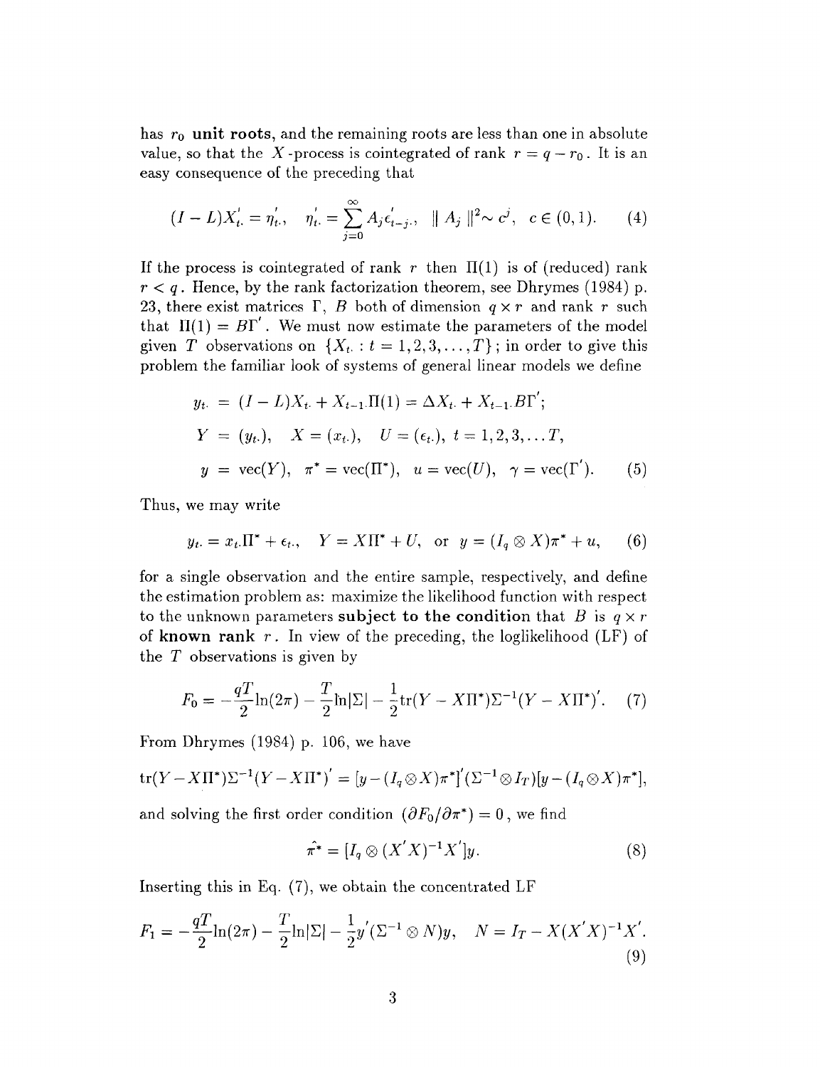has $r_0$ **unit roots**, and the remaining roots are less than one in absolute value, so that the $X$-process is cointegrated of rank $r = q - r_0$. It is an easy consequence of the preceding that

$$(I - L)X_{t\cdot}^{'} = \eta_{t\cdot}^{'}, \quad \eta_{t\cdot}^{'} = \sum_{j=0}^{\infty} A_j \epsilon_{t-j\cdot}^{'}, \quad \| A_j \|^2 \sim c^j, \quad c \in (0, 1). \tag{4}$$

If the process is cointegrated of rank $r$ then $\Pi(1)$ is of (reduced) rank $r < q$. Hence, by the rank factorization theorem, see Dhrymes (1984) p. 23, there exist matrices $\Gamma$, $B$ both of dimension $q \times r$ and rank $r$ such that $\Pi(1) = B\Gamma^{'}$. We must now estimate the parameters of the model given $T$ observations on $\{X_{t\cdot} : t = 1, 2, 3, \ldots, T\}$; in order to give this problem the familiar look of systems of general linear models we define

$$\begin{aligned}
y_{t\cdot} &= (I - L)X_{t\cdot} + X_{t-1\cdot}\Pi(1) = \Delta X_{t\cdot} + X_{t-1\cdot}B\Gamma^{'}; \\
Y &= (y_{t\cdot}), \quad X = (x_{t\cdot}), \quad U = (\epsilon_{t\cdot}), \ t = 1, 2, 3, \ldots T, \\
y &= \text{vec}(Y), \quad \pi^* = \text{vec}(\Pi^*), \quad u = \text{vec}(U), \quad \gamma = \text{vec}(\Gamma^{'}).
\end{aligned} \tag{5}$$

Thus, we may write

$$y_{t\cdot} = x_{t\cdot}\Pi^* + \epsilon_{t\cdot}, \quad Y = X\Pi^* + U, \quad \text{or} \quad y = (I_q \otimes X)\pi^* + u, \tag{6}$$

for a single observation and the entire sample, respectively, and define the estimation problem as: maximize the likelihood function with respect to the unknown parameters **subject to the condition** that $B$ is $q \times r$ of **known rank** $r$. In view of the preceding, the loglikelihood (LF) of the $T$ observations is given by

$$F_0 = -\frac{qT}{2}\ln(2\pi) - \frac{T}{2}\ln|\Sigma| - \frac{1}{2}\text{tr}(Y - X\Pi^*)\Sigma^{-1}(Y - X\Pi^*)^{'}. \tag{7}$$

From Dhrymes (1984) p. 106, we have

$$\text{tr}(Y - X\Pi^*)\Sigma^{-1}(Y - X\Pi^*)^{'} = [y - (I_q \otimes X)\pi^*]^{'}(\Sigma^{-1} \otimes I_T)[y - (I_q \otimes X)\pi^*],$$

and solving the first order condition $(\partial F_0 / \partial \pi^*) = 0$, we find

$$\hat{\pi}^* = [I_q \otimes (X^{'}X)^{-1}X^{'}]y. \tag{8}$$

Inserting this in Eq. (7), we obtain the concentrated LF

$$F_1 = -\frac{qT}{2}\ln(2\pi) - \frac{T}{2}\ln|\Sigma| - \frac{1}{2}y^{'}(\Sigma^{-1} \otimes N)y, \quad N = I_T - X(X^{'}X)^{-1}X^{'}. \tag{9}$$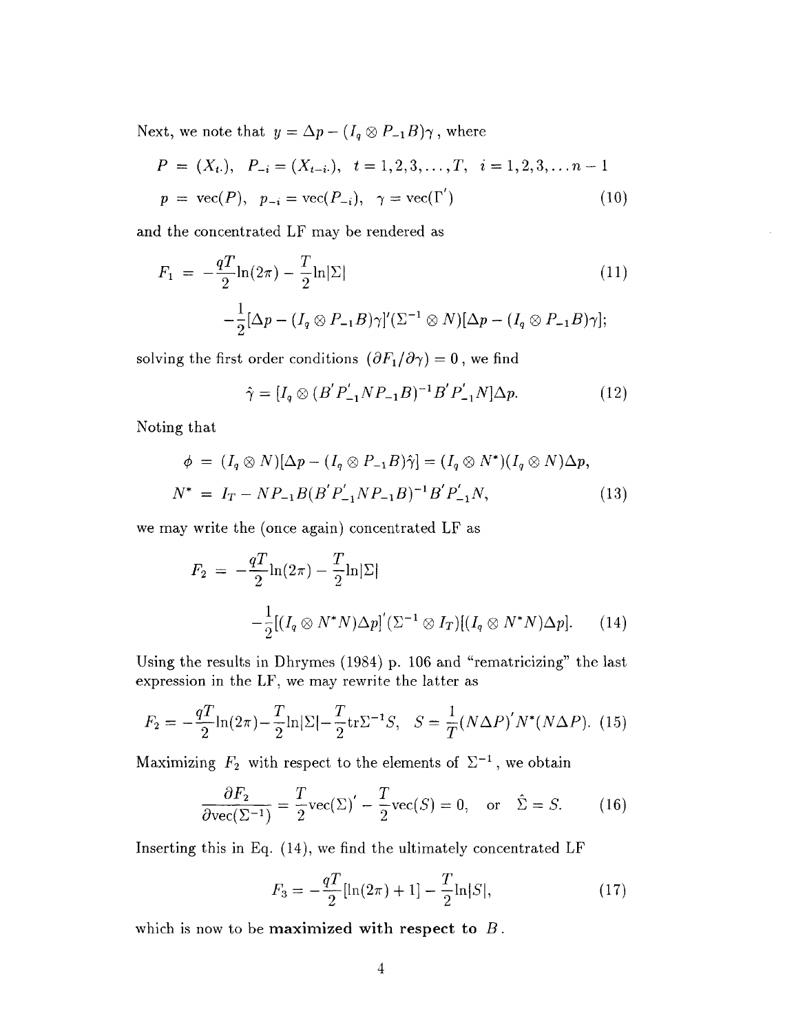Next, we note that $y = \Delta p - (I_q \otimes P_{-1}B)\gamma$, where

$$
\begin{aligned}
P &= (X_{t\cdot}), \quad P_{-i} = (X_{t-i\cdot}), \quad t = 1,2,3,\ldots,T, \quad i = 1,2,3,\ldots n-1 \\
p &= \mathrm{vec}(P), \quad p_{-i} = \mathrm{vec}(P_{-i}), \quad \gamma = \mathrm{vec}(\Gamma') \qquad (10)
\end{aligned}
$$

and the concentrated LF may be rendered as

$$
\begin{aligned}
F_1 &= -\frac{qT}{2}\ln(2\pi) - \frac{T}{2}\ln|\Sigma| \qquad (11) \\
&\quad -\frac{1}{2}[\Delta p - (I_q \otimes P_{-1}B)\gamma]'(\Sigma^{-1} \otimes N)[\Delta p - (I_q \otimes P_{-1}B)\gamma];
\end{aligned}
$$

solving the first order conditions $(\partial F_1/\partial\gamma) = 0$, we find

$$
\hat{\gamma} = [I_q \otimes (B'P_{-1}'NP_{-1}B)^{-1}B'P_{-1}'N]\Delta p. \qquad (12)
$$

Noting that

$$
\begin{aligned}
\phi &= (I_q \otimes N)[\Delta p - (I_q \otimes P_{-1}B)\hat{\gamma}] = (I_q \otimes N^*)(I_q \otimes N)\Delta p, \\
N^* &= I_T - NP_{-1}B(B'P_{-1}'NP_{-1}B)^{-1}B'P_{-1}'N, \qquad (13)
\end{aligned}
$$

we may write the (once again) concentrated LF as

$$
\begin{aligned}
F_2 &= -\frac{qT}{2}\ln(2\pi) - \frac{T}{2}\ln|\Sigma| \\
&\quad -\frac{1}{2}[(I_q \otimes N^*N)\Delta p]'(\Sigma^{-1} \otimes I_T)[(I_q \otimes N^*N)\Delta p]. \qquad (14)
\end{aligned}
$$

Using the results in Dhrymes (1984) p. 106 and "rematricizing" the last expression in the LF, we may rewrite the latter as

$$
F_2 = -\frac{qT}{2}\ln(2\pi) - \frac{T}{2}\ln|\Sigma| - \frac{T}{2}\mathrm{tr}\Sigma^{-1}S, \quad S = \frac{1}{T}(N\Delta P)'N^*(N\Delta P). \qquad (15)
$$

Maximizing $F_2$ with respect to the elements of $\Sigma^{-1}$, we obtain

$$
\frac{\partial F_2}{\partial \mathrm{vec}(\Sigma^{-1})} = \frac{T}{2}\mathrm{vec}(\Sigma)' - \frac{T}{2}\mathrm{vec}(S) = 0, \quad \text{or} \quad \hat{\Sigma} = S. \qquad (16)
$$

Inserting this in Eq. (14), we find the ultimately concentrated LF

$$
F_3 = -\frac{qT}{2}[\ln(2\pi) + 1] - \frac{T}{2}\ln|S|, \qquad (17)
$$

which is now to be **maximized with respect to** $B$.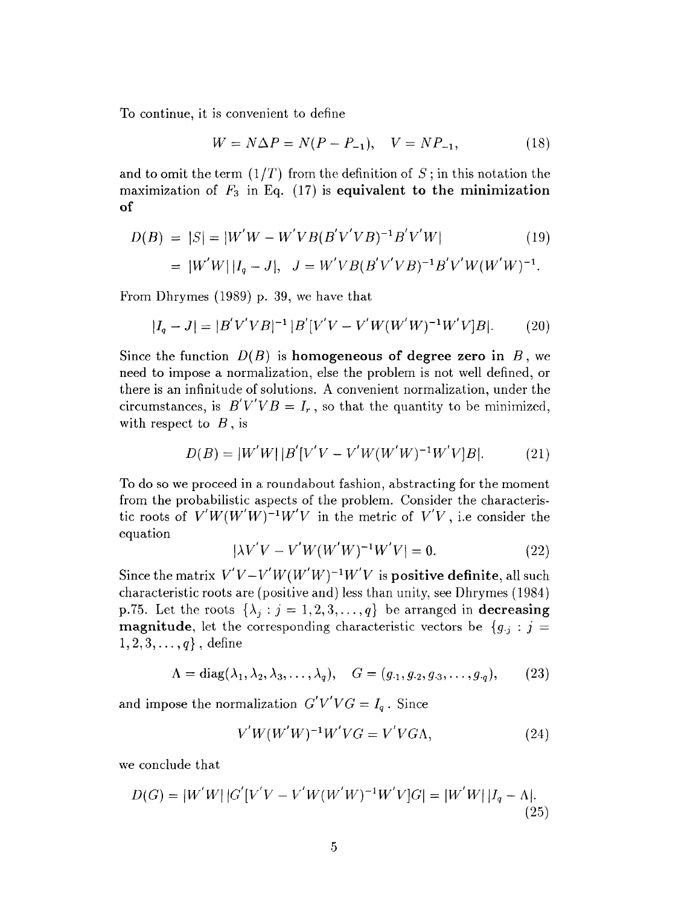To continue, it is convenient to define

$$W = N\Delta P = N(P - P_{-1}), \quad V = NP_{-1}, \tag{18}$$

and to omit the term $(1/T)$ from the definition of $S$; in this notation the maximization of $F_3$ in Eq. (17) is **equivalent to the minimization of**

$$\begin{aligned} D(B) &= |S| = |W'W - W'VB(B'V'VB)^{-1}B'V'W| \qquad (19) \\ &= |W'W|\,|I_q - J|, \quad J = W'VB(B'V'VB)^{-1}B'V'W(W'W)^{-1}. \end{aligned}$$

From Dhrymes (1989) p. 39, we have that

$$|I_q - J| = |B'V'VB|^{-1}\,|B'[V'V - V'W(W'W)^{-1}W'V]B|. \tag{20}$$

Since the function $D(B)$ is **homogeneous of degree zero in** $B$, we need to impose a normalization, else the problem is not well defined, or there is an infinitude of solutions. A convenient normalization, under the circumstances, is $B'V'VB = I_r$, so that the quantity to be minimized, with respect to $B$, is

$$D(B) = |W'W|\,|B'[V'V - V'W(W'W)^{-1}W'V]B|. \tag{21}$$

To do so we proceed in a roundabout fashion, abstracting for the moment from the probabilistic aspects of the problem. Consider the characteristic roots of $V'W(W'W)^{-1}W'V$ in the metric of $V'V$, i.e consider the equation

$$|\lambda V'V - V'W(W'W)^{-1}W'V| = 0. \tag{22}$$

Since the matrix $V'V - V'W(W'W)^{-1}W'V$ is **positive definite**, all such characteristic roots are (positive and) less than unity, see Dhrymes (1984) p.75. Let the roots $\{\lambda_j : j = 1, 2, 3, \ldots, q\}$ be arranged in **decreasing magnitude**, let the corresponding characteristic vectors be $\{g_{\cdot j} : j = 1, 2, 3, \ldots, q\}$, define

$$\Lambda = \mathrm{diag}(\lambda_1, \lambda_2, \lambda_3, \ldots, \lambda_q), \quad G = (g_{\cdot 1}, g_{\cdot 2}, g_{\cdot 3}, \ldots, g_{\cdot q}), \tag{23}$$

and impose the normalization $G'V'VG = I_q$. Since

$$V'W(W'W)^{-1}W'VG = V'VG\Lambda, \tag{24}$$

we conclude that

$$D(G) = |W'W|\,|G'[V'V - V'W(W'W)^{-1}W'V]G| = |W'W|\,|I_q - \Lambda|. \tag{25}$$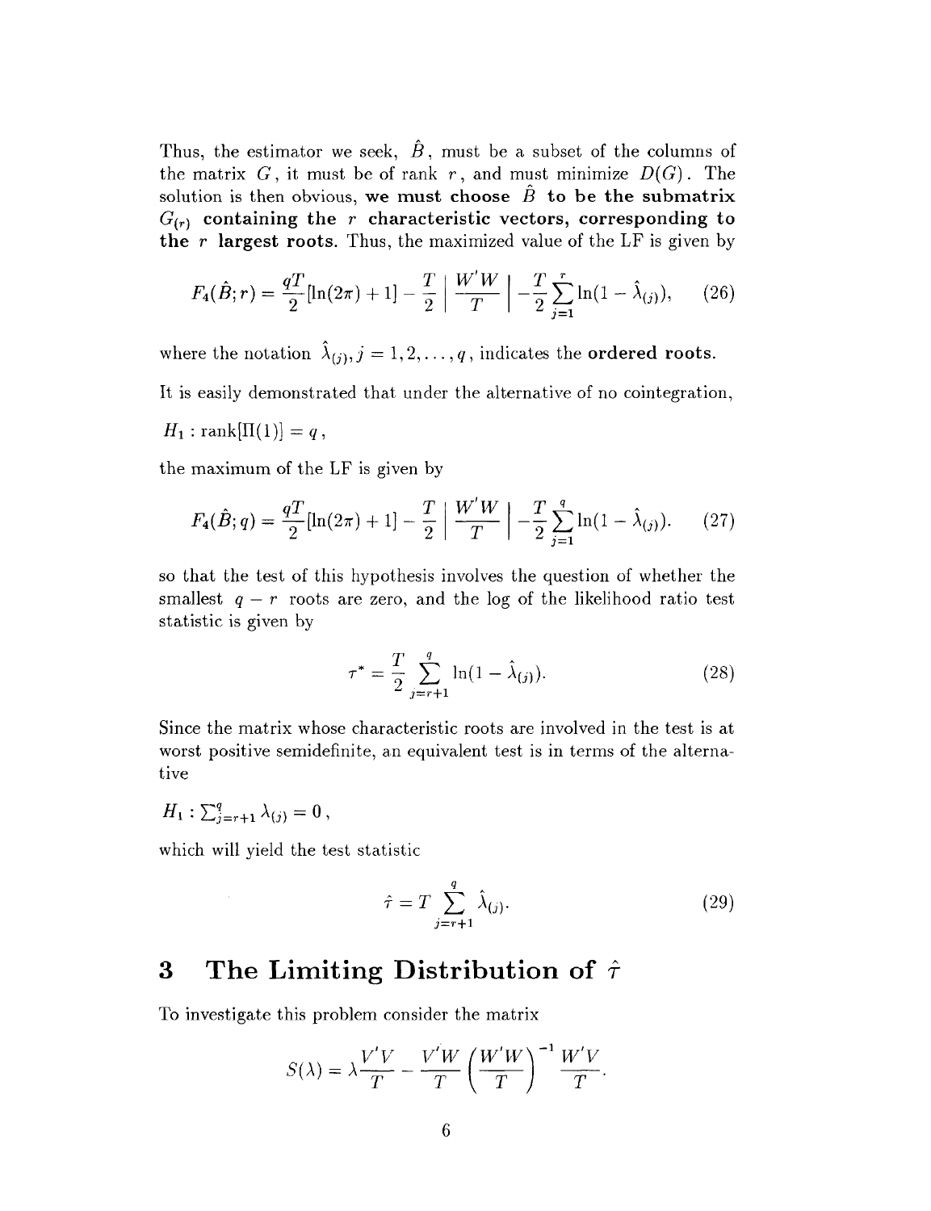Thus, the estimator we seek, $\hat{B}$, must be a subset of the columns of the matrix $G$, it must be of rank $r$, and must minimize $D(G)$. The solution is then obvious, **we must choose $\hat{B}$ to be the submatrix $G_{(r)}$ containing the $r$ characteristic vectors, corresponding to the $r$ largest roots.** Thus, the maximized value of the LF is given by

$$F_4(\hat{B};r) = \frac{qT}{2}[\ln(2\pi)+1] - \frac{T}{2}\left|\frac{W'W}{T}\right| - \frac{T}{2}\sum_{j=1}^{r}\ln(1-\hat{\lambda}_{(j)}), \tag{26}$$

where the notation $\hat{\lambda}_{(j)}, j = 1, 2, \ldots, q$, indicates the **ordered roots.**

It is easily demonstrated that under the alternative of no cointegration,

$H_1 : \text{rank}[\Pi(1)] = q$,

the maximum of the LF is given by

$$F_4(\hat{B};q) = \frac{qT}{2}[\ln(2\pi)+1] - \frac{T}{2}\left|\frac{W'W}{T}\right| - \frac{T}{2}\sum_{j=1}^{q}\ln(1-\hat{\lambda}_{(j)}). \tag{27}$$

so that the test of this hypothesis involves the question of whether the smallest $q - r$ roots are zero, and the log of the likelihood ratio test statistic is given by

$$\tau^* = \frac{T}{2}\sum_{j=r+1}^{q}\ln(1-\hat{\lambda}_{(j)}). \tag{28}$$

Since the matrix whose characteristic roots are involved in the test is at worst positive semidefinite, an equivalent test is in terms of the alternative

$H_1 : \sum_{j=r+1}^{q}\lambda_{(j)} = 0$,

which will yield the test statistic

$$\hat{\tau} = T\sum_{j=r+1}^{q}\hat{\lambda}_{(j)}. \tag{29}$$

# 3 The Limiting Distribution of $\hat{\tau}$

To investigate this problem consider the matrix

$$S(\lambda) = \lambda\frac{V'V}{T} - \frac{V'W}{T}\left(\frac{W'W}{T}\right)^{-1}\frac{W'V}{T}.$$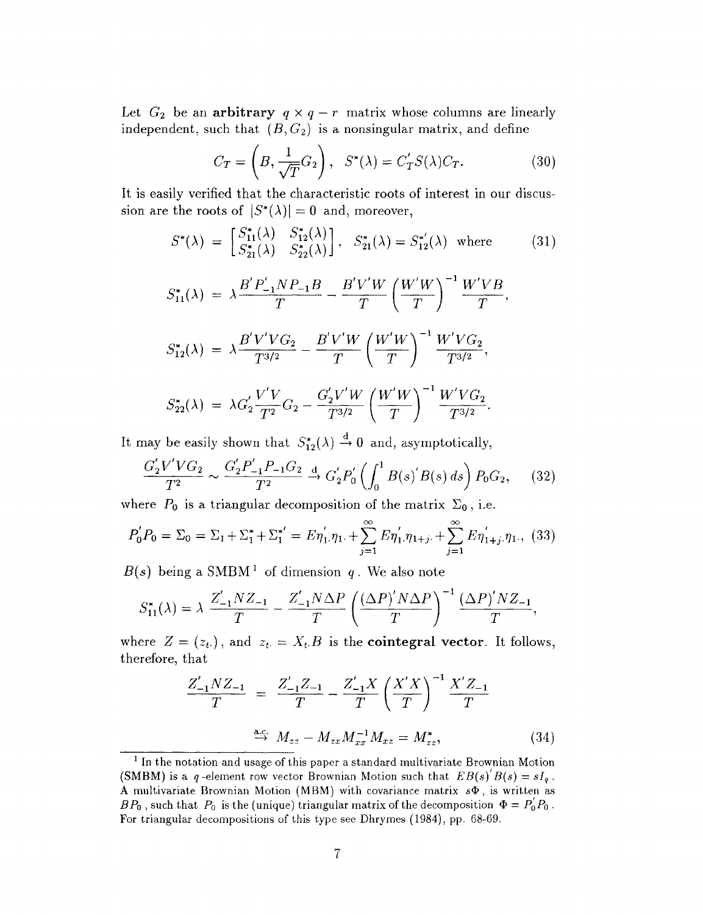Let $G_2$ be an **arbitrary** $q \times q-r$ matrix whose columns are linearly independent, such that $(B, G_2)$ is a nonsingular matrix, and define

$$C_T = \left(B, \frac{1}{\sqrt{T}} G_2\right), \quad S^*(\lambda) = C_T' S(\lambda) C_T. \tag{30}$$

It is easily verified that the characteristic roots of interest in our discussion are the roots of $|S^*(\lambda)| = 0$ and, moreover,

$$S^*(\lambda) = \begin{bmatrix} S_{11}^*(\lambda) & S_{12}^*(\lambda) \\ S_{21}^*(\lambda) & S_{22}^*(\lambda) \end{bmatrix}, \quad S_{21}^*(\lambda) = S_{12}^{*\prime}(\lambda) \text{ where} \tag{31}$$

$$S_{11}^*(\lambda) = \lambda \frac{B' P_{-1}' N P_{-1} B}{T} - \frac{B' V' W}{T} \left(\frac{W'W}{T}\right)^{-1} \frac{W' V B}{T},$$

$$S_{12}^*(\lambda) = \lambda \frac{B' V' V G_2}{T^{3/2}} - \frac{B' V' W}{T} \left(\frac{W'W}{T}\right)^{-1} \frac{W' V G_2}{T^{3/2}},$$

$$S_{22}^*(\lambda) = \lambda G_2' \frac{V'V}{T^2} G_2 - \frac{G_2' V' W}{T^{3/2}} \left(\frac{W'W}{T}\right)^{-1} \frac{W' V G_2}{T^{3/2}}.$$

It may be easily shown that $S_{12}^*(\lambda) \xrightarrow{d} 0$ and, asymptotically,

$$\frac{G_2' V' V G_2}{T^2} \sim \frac{G_2' P_{-1}' P_{-1} G_2}{T^2} \xrightarrow{d} G_2' P_0' \left(\int_0^1 B(s)' B(s)\, ds\right) P_0 G_2, \tag{32}$$

where $P_0$ is a triangular decomposition of the matrix $\Sigma_0$, i.e.

$$P_0' P_0 = \Sigma_0 = \Sigma_1 + \Sigma_1^* + \Sigma_1^{*\prime} = E\eta_{1\cdot}'\eta_{1\cdot} + \sum_{j=1}^{\infty} E\eta_{1\cdot}'\eta_{1+j\cdot} + \sum_{j=1}^{\infty} E\eta_{1+j\cdot}'\eta_{1\cdot}, \tag{33}$$

$B(s)$ being a SMBM[1] of dimension $q$. We also note

$$S_{11}^*(\lambda) = \lambda \frac{Z_{-1}' N Z_{-1}}{T} - \frac{Z_{-1}' N \Delta P}{T} \left(\frac{(\Delta P)' N \Delta P}{T}\right)^{-1} \frac{(\Delta P)' N Z_{-1}}{T},$$

where $Z = (z_{t\cdot})$, and $z_{t\cdot} = X_{t\cdot} B$ is the **cointegral vector**. It follows, therefore, that

$$\frac{Z_{-1}' N Z_{-1}}{T} = \frac{Z_{-1}' Z_{-1}}{T} - \frac{Z_{-1}' X}{T} \left(\frac{X'X}{T}\right)^{-1} \frac{X' Z_{-1}}{T}$$

$$\xrightarrow{\text{a.c.}} M_{zz} - M_{zx} M_{xx}^{-1} M_{xz} = M_{zz}^*, \tag{34}$$

[1] In the notation and usage of this paper a standard multivariate Brownian Motion (SMBM) is a $q$-element row vector Brownian Motion such that $EB(s)'B(s) = sI_q$. A multivariate Brownian Motion (MBM) with covariance matrix $s\Phi$, is written as $BP_0$, such that $P_0$ is the (unique) triangular matrix of the decomposition $\Phi = P_0' P_0$. For triangular decompositions of this type see Dhrymes (1984), pp. 68-69.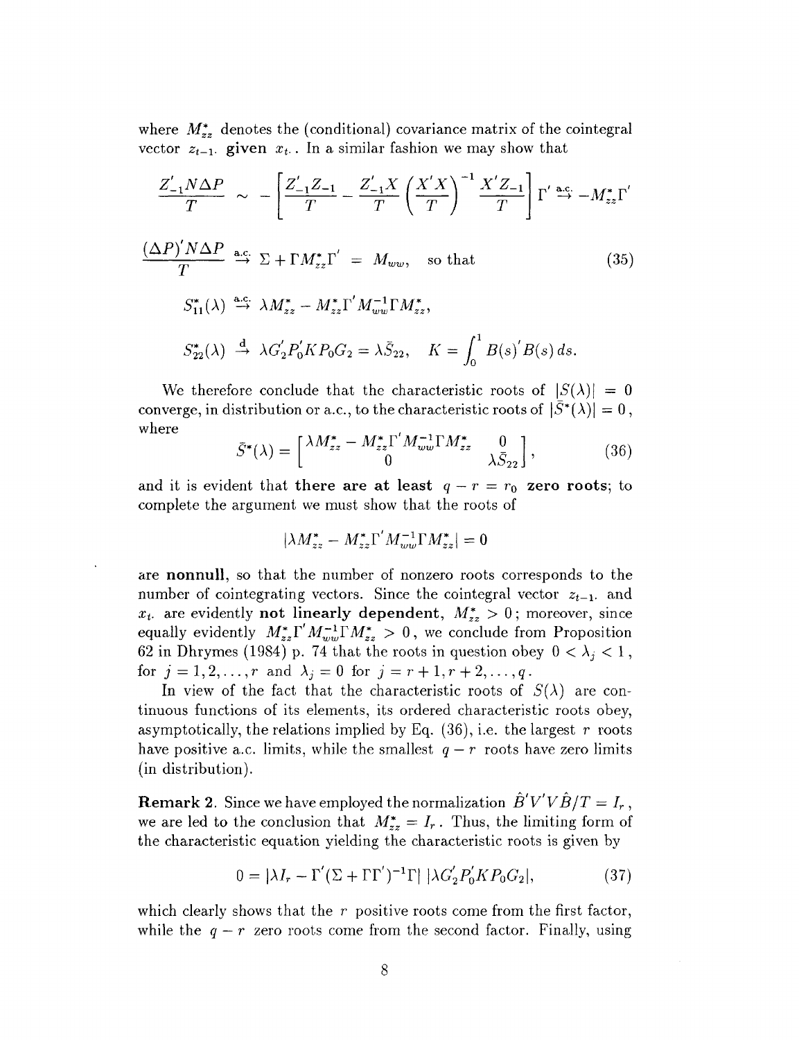where $M^*_{zz}$ denotes the (conditional) covariance matrix of the cointegral vector $z_{t-1\cdot}$ **given** $x_{t\cdot}$. In a similar fashion we may show that

$$\frac{Z'_{-1}N\Delta P}{T} \sim -\left[\frac{Z'_{-1}Z_{-1}}{T} - \frac{Z'_{-1}X}{T}\left(\frac{X'X}{T}\right)^{-1}\frac{X'Z_{-1}}{T}\right]\Gamma' \overset{\text{a.c.}}{\to} -M^*_{zz}\Gamma'$$

$$\frac{(\Delta P)'N\Delta P}{T} \overset{\text{a.c.}}{\to} \Sigma + \Gamma M^*_{zz}\Gamma' = M_{ww}, \quad \text{so that} \tag{35}$$

$$S^*_{11}(\lambda) \overset{\text{a.c.}}{\to} \lambda M^*_{zz} - M^*_{zz}\Gamma' M^{-1}_{ww}\Gamma M^*_{zz},$$

$$S^*_{22}(\lambda) \overset{\text{d}}{\to} \lambda G'_2 P'_0 K P_0 G_2 = \lambda \bar{S}_{22}, \quad K = \int_0^1 B(s)'B(s)\, ds.$$

We therefore conclude that the characteristic roots of $|S(\lambda)| = 0$ converge, in distribution or a.c., to the characteristic roots of $|\bar{S}^*(\lambda)| = 0$, where

$$\bar{S}^*(\lambda) = \begin{bmatrix} \lambda M^*_{zz} - M^*_{zz}\Gamma' M^{-1}_{ww}\Gamma M^*_{zz} & 0 \\ 0 & \lambda \bar{S}_{22} \end{bmatrix}, \tag{36}$$

and it is evident that **there are at least** $q - r = r_0$ **zero roots**; to complete the argument we must show that the roots of

$$|\lambda M^*_{zz} - M^*_{zz}\Gamma' M^{-1}_{ww}\Gamma M^*_{zz}| = 0$$

are **nonnull**, so that the number of nonzero roots corresponds to the number of cointegrating vectors. Since the cointegral vector $z_{t-1\cdot}$ and $x_{t\cdot}$ are evidently **not linearly dependent**, $M^*_{zz} > 0$; moreover, since equally evidently $M^*_{zz}\Gamma' M^{-1}_{ww}\Gamma M^*_{zz} > 0$, we conclude from Proposition 62 in Dhrymes (1984) p. 74 that the roots in question obey $0 < \lambda_j < 1$, for $j = 1, 2, \ldots, r$ and $\lambda_j = 0$ for $j = r+1, r+2, \ldots, q$.

In view of the fact that the characteristic roots of $S(\lambda)$ are continuous functions of its elements, its ordered characteristic roots obey, asymptotically, the relations implied by Eq. (36), i.e. the largest $r$ roots have positive a.c. limits, while the smallest $q - r$ roots have zero limits (in distribution).

**Remark 2.** Since we have employed the normalization $\hat{B}'V'V\hat{B}/T = I_r$, we are led to the conclusion that $M^*_{zz} = I_r$. Thus, the limiting form of the characteristic equation yielding the characteristic roots is given by

$$0 = |\lambda I_r - \Gamma'(\Sigma + \Gamma\Gamma')^{-1}\Gamma|\, |\lambda G'_2 P'_0 K P_0 G_2|, \tag{37}$$

which clearly shows that the $r$ positive roots come from the first factor, while the $q - r$ zero roots come from the second factor. Finally, using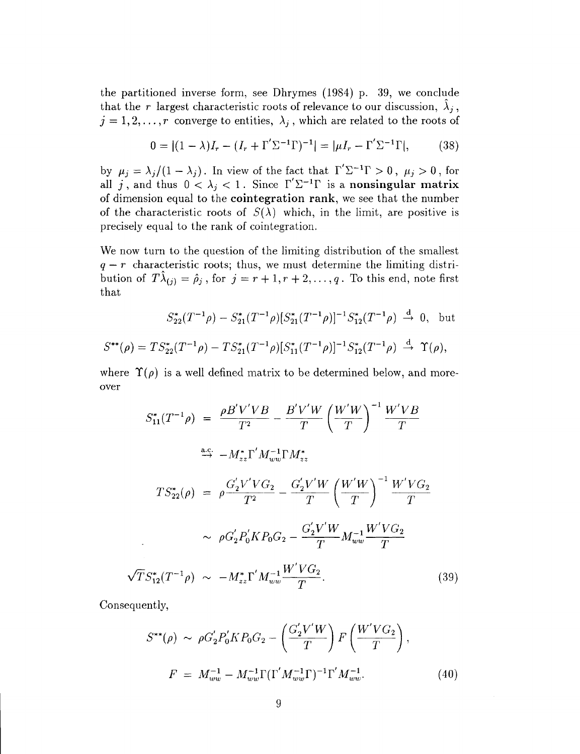the partitioned inverse form, see Dhrymes (1984) p. 39, we conclude that the $r$ largest characteristic roots of relevance to our discussion, $\hat{\lambda}_j$, $j = 1, 2, \ldots, r$ converge to entities, $\lambda_j$, which are related to the roots of

$$0 = |(1-\lambda)I_r - (I_r + \Gamma'\Sigma^{-1}\Gamma)^{-1}| = |\mu I_r - \Gamma'\Sigma^{-1}\Gamma|, \tag{38}$$

by $\mu_j = \lambda_j/(1-\lambda_j)$. In view of the fact that $\Gamma'\Sigma^{-1}\Gamma > 0$, $\mu_j > 0$, for all $j$, and thus $0 < \lambda_j < 1$. Since $\Gamma'\Sigma^{-1}\Gamma$ is a **nonsingular matrix** of dimension equal to the **cointegration rank**, we see that the number of the characteristic roots of $S(\lambda)$ which, in the limit, are positive is precisely equal to the rank of cointegration.

We now turn to the question of the limiting distribution of the smallest $q - r$ characteristic roots; thus, we must determine the limiting distribution of $T\hat{\lambda}_{(j)} = \hat{\rho}_j$, for $j = r+1, r+2, \ldots, q$. To this end, note first that

$$S_{22}^*(T^{-1}\rho) - S_{21}^*(T^{-1}\rho)[S_{21}^*(T^{-1}\rho)]^{-1}S_{12}^*(T^{-1}\rho) \xrightarrow{\text{d}} 0, \text{ but}$$

$$S^{**}(\rho) = TS_{22}^*(T^{-1}\rho) - TS_{21}^*(T^{-1}\rho)[S_{11}^*(T^{-1}\rho)]^{-1}S_{12}^*(T^{-1}\rho) \xrightarrow{\text{d}} \Upsilon(\rho),$$

where $\Upsilon(\rho)$ is a well defined matrix to be determined below, and moreover

$$\begin{aligned}
S_{11}^*(T^{-1}\rho) &= \frac{\rho B'V'VB}{T^2} - \frac{B'V'W}{T}\left(\frac{W'W}{T}\right)^{-1}\frac{W'VB}{T} \\
&\xrightarrow{\text{a.c.}} -M_{zz}^*\Gamma' M_{ww}^{-1}\Gamma M_{zz}^* \\
TS_{22}^*(\rho) &= \rho\frac{G_2'V'VG_2}{T^2} - \frac{G_2'V'W}{T}\left(\frac{W'W}{T}\right)^{-1}\frac{W'VG_2}{T} \\
&\sim \rho G_2'P_0'KP_0G_2 - \frac{G_2'V'W}{T}M_{ww}^{-1}\frac{W'VG_2}{T} \\
\sqrt{T}S_{12}^*(T^{-1}\rho) &\sim -M_{zz}^*\Gamma' M_{ww}^{-1}\frac{W'VG_2}{T}.
\end{aligned} \tag{39}$$

Consequently,

$$\begin{aligned}
S^{**}(\rho) &\sim \rho G_2'P_0'KP_0G_2 - \left(\frac{G_2'V'W}{T}\right)F\left(\frac{W'VG_2}{T}\right), \\
F &= M_{ww}^{-1} - M_{ww}^{-1}\Gamma(\Gamma' M_{ww}^{-1}\Gamma)^{-1}\Gamma' M_{ww}^{-1}.
\end{aligned} \tag{40}$$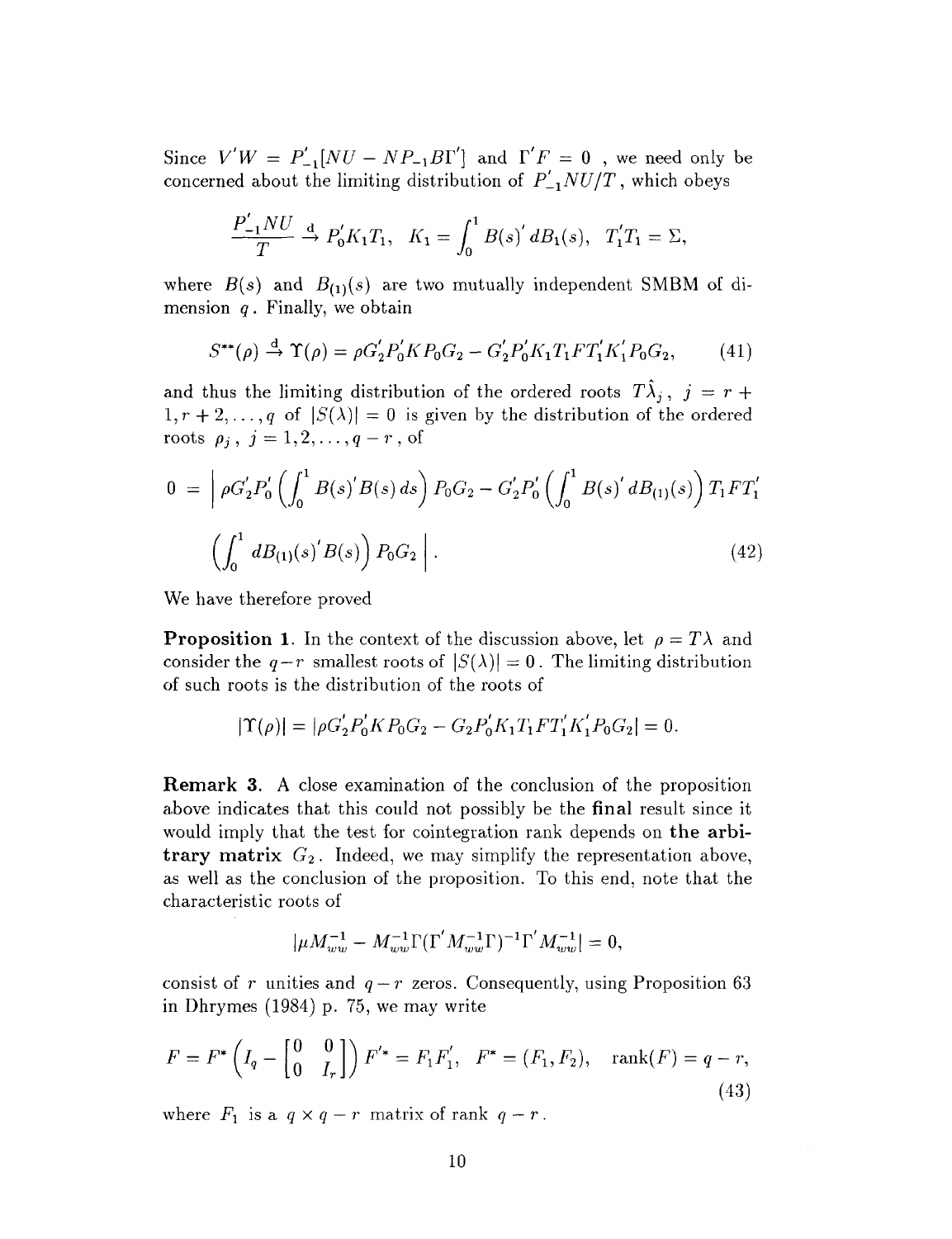Since $V'W = P'_{-1}[NU - NP_{-1}B\Gamma']$ and $\Gamma'F = 0$ , we need only be concerned about the limiting distribution of $P'_{-1}NU/T$, which obeys

$$\frac{P'_{-1}NU}{T} \xrightarrow{\text{d}} P_0'K_1T_1, \quad K_1 = \int_0^1 B(s)'\, dB_1(s), \quad T_1'T_1 = \Sigma,$$

where $B(s)$ and $B_{(1)}(s)$ are two mutually independent SMBM of dimension $q$. Finally, we obtain

$$S^{**}(\rho) \xrightarrow{\text{d}} \Upsilon(\rho) = \rho G_2'P_0'KP_0G_2 - G_2'P_0'K_1T_1FT_1'K_1'P_0G_2, \tag{41}$$

and thus the limiting distribution of the ordered roots $T\hat{\lambda}_j$, $j = r+1, r+2, \ldots, q$ of $|S(\lambda)| = 0$ is given by the distribution of the ordered roots $\rho_j$, $j = 1, 2, \ldots, q-r$, of

$$0 = \left| \rho G_2'P_0' \left( \int_0^1 B(s)'B(s)\, ds \right) P_0G_2 - G_2'P_0' \left( \int_0^1 B(s)'\, dB_{(1)}(s) \right) T_1FT_1' \right.$$

$$\left. \left( \int_0^1 dB_{(1)}(s)'B(s) \right) P_0G_2 \right|. \tag{42}$$

We have therefore proved

**Proposition 1**. In the context of the discussion above, let $\rho = T\lambda$ and consider the $q-r$ smallest roots of $|S(\lambda)| = 0$. The limiting distribution of such roots is the distribution of the roots of

$$|\Upsilon(\rho)| = |\rho G_2'P_0'KP_0G_2 - G_2P_0'K_1T_1FT_1'K_1'P_0G_2| = 0.$$

**Remark 3**. A close examination of the conclusion of the proposition above indicates that this could not possibly be the **final** result since it would imply that the test for cointegration rank depends on **the arbitrary matrix** $G_2$. Indeed, we may simplify the representation above, as well as the conclusion of the proposition. To this end, note that the characteristic roots of

$$|\mu M_{ww}^{-1} - M_{ww}^{-1}\Gamma(\Gamma'M_{ww}^{-1}\Gamma)^{-1}\Gamma'M_{ww}^{-1}| = 0,$$

consist of $r$ unities and $q-r$ zeros. Consequently, using Proposition 63 in Dhrymes (1984) p. 75, we may write

$$F = F^* \left( I_q - \begin{bmatrix} 0 & 0 \\ 0 & I_r \end{bmatrix} \right) F'^* = F_1F_1', \quad F^* = (F_1, F_2), \quad \text{rank}(F) = q - r, \tag{43}$$

where $F_1$ is a $q \times q-r$ matrix of rank $q-r$.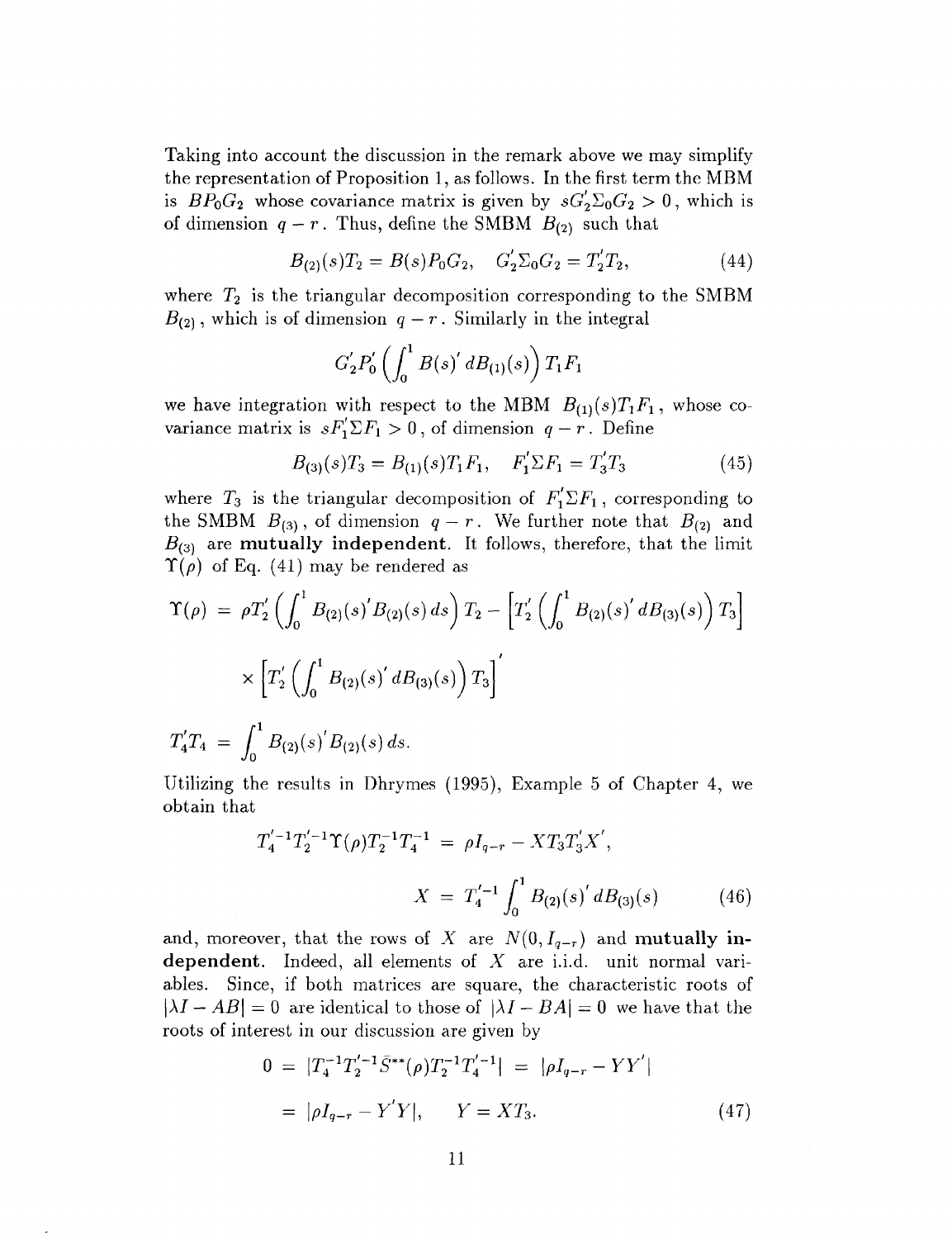Taking into account the discussion in the remark above we may simplify the representation of Proposition 1, as follows. In the first term the MBM is $BP_0G_2$ whose covariance matrix is given by $sG_2'\Sigma_0 G_2 > 0$, which is of dimension $q-r$. Thus, define the SMBM $B_{(2)}$ such that

$$B_{(2)}(s)T_2 = B(s)P_0G_2, \quad G_2'\Sigma_0 G_2 = T_2'T_2, \tag{44}$$

where $T_2$ is the triangular decomposition corresponding to the SMBM $B_{(2)}$, which is of dimension $q-r$. Similarly in the integral

$$G_2'P_0'\left(\int_0^1 B(s)'\,dB_{(1)}(s)\right)T_1F_1$$

we have integration with respect to the MBM $B_{(1)}(s)T_1F_1$, whose covariance matrix is $sF_1'\Sigma F_1 > 0$, of dimension $q-r$. Define

$$B_{(3)}(s)T_3 = B_{(1)}(s)T_1F_1, \quad F_1'\Sigma F_1 = T_3'T_3 \tag{45}$$

where $T_3$ is the triangular decomposition of $F_1'\Sigma F_1$, corresponding to the SMBM $B_{(3)}$, of dimension $q-r$. We further note that $B_{(2)}$ and $B_{(3)}$ are **mutually independent.** It follows, therefore, that the limit $\Upsilon(\rho)$ of Eq. (41) may be rendered as

$$\Upsilon(\rho) = \rho T_2'\left(\int_0^1 B_{(2)}(s)'B_{(2)}(s)\,ds\right)T_2 - \left[T_2'\left(\int_0^1 B_{(2)}(s)'\,dB_{(3)}(s)\right)T_3\right]$$

$$\times\left[T_2'\left(\int_0^1 B_{(2)}(s)'\,dB_{(3)}(s)\right)T_3\right]'$$

$$T_4'T_4 = \int_0^1 B_{(2)}(s)'B_{(2)}(s)\,ds.$$

Utilizing the results in Dhrymes (1995), Example 5 of Chapter 4, we obtain that

$$T_4'^{-1}T_2'^{-1}\Upsilon(\rho)T_2^{-1}T_4^{-1} = \rho I_{q-r} - XT_3T_3'X',$$

$$X = T_4'^{-1}\int_0^1 B_{(2)}(s)'\,dB_{(3)}(s) \tag{46}$$

and, moreover, that the rows of $X$ are $N(0, I_{q-r})$ and **mutually independent.** Indeed, all elements of $X$ are i.i.d. unit normal variables. Since, if both matrices are square, the characteristic roots of $|\lambda I - AB| = 0$ are identical to those of $|\lambda I - BA| = 0$ we have that the roots of interest in our discussion are given by

$$0 = |T_4^{-1}T_2'^{-1}\bar{S}^{**}(\rho)T_2^{-1}T_4'^{-1}| = |\rho I_{q-r} - YY'|$$

$$= |\rho I_{q-r} - Y'Y|, \quad Y = XT_3. \tag{47}$$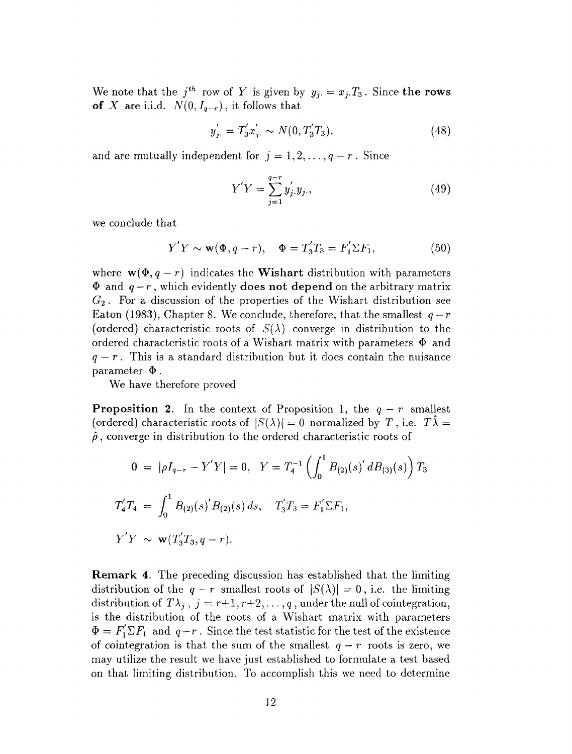We note that the $j^{th}$ row of $Y$ is given by $y_{j\cdot} = x_{j\cdot}T_3$. Since **the rows of** $X$ are i.i.d. $N(0, I_{q-r})$, it follows that

$$y_{j\cdot}' = T_3' x_{j\cdot}' \sim N(0, T_3' T_3), \tag{48}$$

and are mutually independent for $j = 1, 2, \ldots, q-r$. Since

$$Y'Y = \sum_{j=1}^{q-r} y_{j\cdot}' y_{j\cdot}, \tag{49}$$

we conclude that

$$Y'Y \sim \mathbf{w}(\Phi, q-r), \quad \Phi = T_3' T_3 = F_1' \Sigma F_1, \tag{50}$$

where $\mathbf{w}(\Phi, q-r)$ indicates the **Wishart** distribution with parameters $\Phi$ and $q-r$, which evidently **does not depend** on the arbitrary matrix $G_2$. For a discussion of the properties of the Wishart distribution see Eaton (1983), Chapter 8. We conclude, therefore, that the smallest $q-r$ (ordered) characteristic roots of $S(\lambda)$ converge in distribution to the ordered characteristic roots of a Wishart matrix with parameters $\Phi$ and $q-r$. This is a standard distribution but it does contain the nuisance parameter $\Phi$.

We have therefore proved

**Proposition 2.** In the context of Proposition 1, the $q-r$ smallest (ordered) characteristic roots of $|S(\lambda)| = 0$ normalized by $T$, i.e. $T\hat{\lambda} = \hat{\rho}$, converge in distribution to the ordered characteristic roots of

$$0 = |\rho I_{q-r} - Y'Y| = 0, \quad Y = T_4^{-1}\left(\int_0^1 B_{(2)}(s)' \, dB_{(3)}(s)\right) T_3$$

$$T_4' T_4 = \int_0^1 B_{(2)}(s)' B_{(2)}(s) \, ds, \quad T_3' T_3 = F_1' \Sigma F_1,$$

$$Y'Y \sim \mathbf{w}(T_3' T_3, q-r).$$

**Remark 4.** The preceding discussion has established that the limiting distribution of the $q-r$ smallest roots of $|S(\lambda)| = 0$, i.e. the limiting distribution of $T\lambda_j$, $j = r+1, r+2, \ldots, q$, under the null of cointegration, is the distribution of the roots of a Wishart matrix with parameters $\Phi = F_1' \Sigma F_1$ and $q-r$. Since the test statistic for the test of the existence of cointegration is that the sum of the smallest $q-r$ roots is zero, we may utilize the result we have just established to formulate a test based on that limiting distribution. To accomplish this we need to determine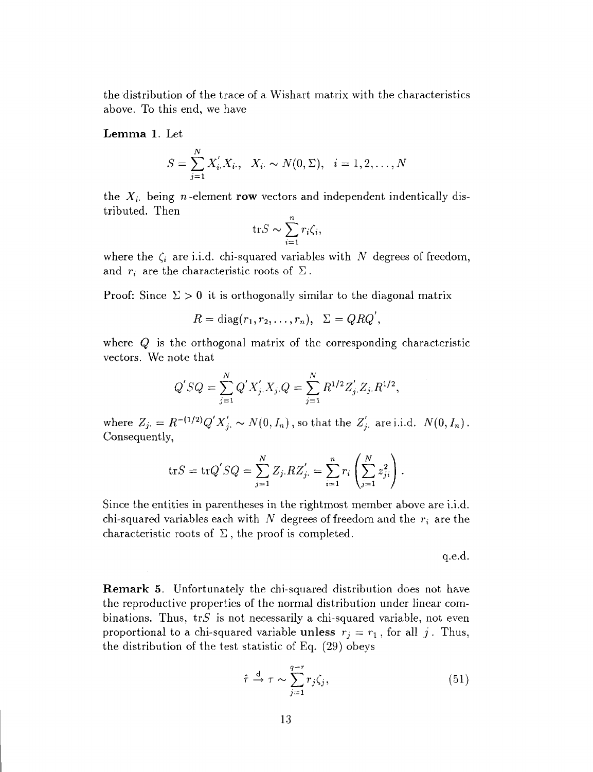the distribution of the trace of a Wishart matrix with the characteristics above. To this end, we have

**Lemma 1**. Let

$$S = \sum_{j=1}^{N} X_{i \cdot}^{'} X_{i \cdot}, \quad X_{i \cdot} \sim N(0, \Sigma), \quad i = 1, 2, \ldots, N$$

the $X_{i \cdot}$ being $n$-element **row** vectors and independent indentically distributed. Then

$$\mathrm{tr} S \sim \sum_{i=1}^{n} r_i \zeta_i,$$

where the $\zeta_i$ are i.i.d. chi-squared variables with $N$ degrees of freedom, and $r_i$ are the characteristic roots of $\Sigma$.

Proof: Since $\Sigma > 0$ it is orthogonally similar to the diagonal matrix

$$R = \mathrm{diag}(r_1, r_2, \ldots, r_n), \quad \Sigma = QRQ^{'},$$

where $Q$ is the orthogonal matrix of the corresponding characteristic vectors. We note that

$$Q^{'} S Q = \sum_{j=1}^{N} Q^{'} X_{j \cdot}^{'} X_{j \cdot} Q = \sum_{j=1}^{N} R^{1/2} Z_{j \cdot}^{'} Z_{j \cdot} R^{1/2},$$

where $Z_{j \cdot} = R^{-(1/2)} Q^{'} X_{j \cdot}^{'} \sim N(0, I_n)$, so that the $Z_{j \cdot}^{'}$ are i.i.d. $N(0, I_n)$. Consequently,

$$\mathrm{tr} S = \mathrm{tr} Q^{'} S Q = \sum_{j=1}^{N} Z_{j \cdot} R Z_{j \cdot}^{'} = \sum_{i=1}^{n} r_i \left( \sum_{j=1}^{N} z_{ji}^2 \right).$$

Since the entities in parentheses in the rightmost member above are i.i.d. chi-squared variables each with $N$ degrees of freedom and the $r_i$ are the characteristic roots of $\Sigma$, the proof is completed.

q.e.d.

**Remark 5**. Unfortunately the chi-squared distribution does not have the reproductive properties of the normal distribution under linear combinations. Thus, $\mathrm{tr} S$ is not necessarily a chi-squared variable, not even proportional to a chi-squared variable **unless** $r_j = r_1$, for all $j$. Thus, the distribution of the test statistic of Eq. (29) obeys

$$\hat{\tau} \xrightarrow{\mathrm{d}} \tau \sim \sum_{j=1}^{q-r} r_j \zeta_j, \tag{51}$$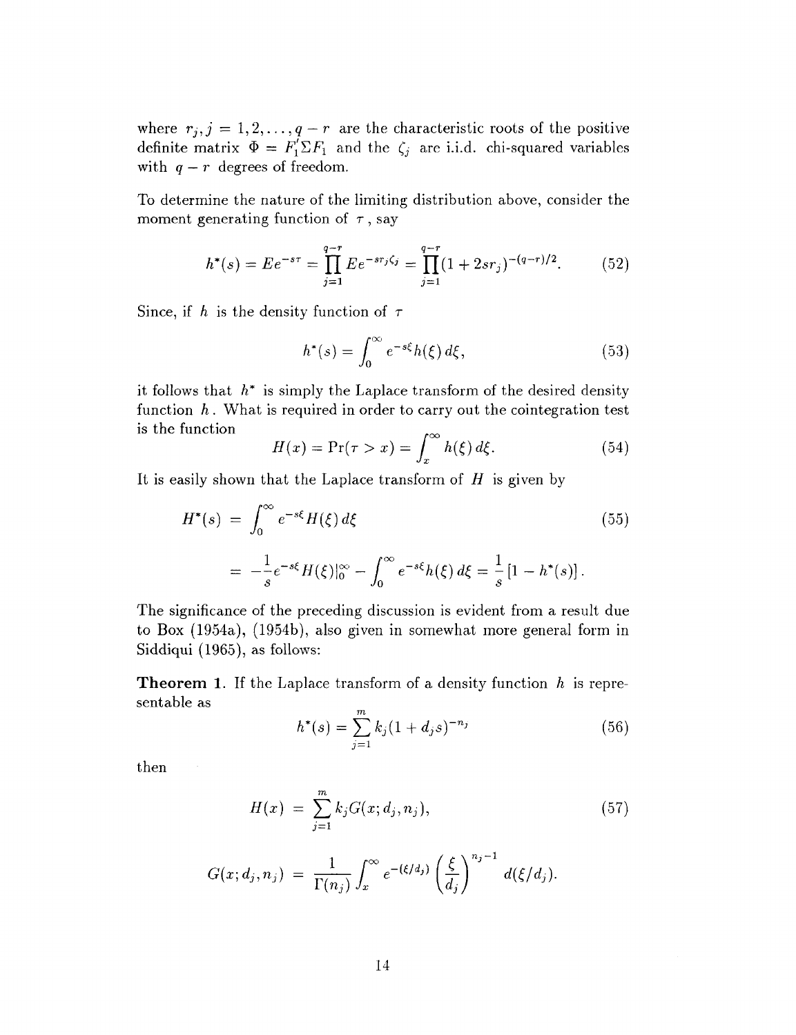where $r_j, j = 1, 2, \ldots, q - r$ are the characteristic roots of the positive definite matrix $\Phi = F_1' \Sigma F_1$ and the $\zeta_j$ are i.i.d. chi-squared variables with $q - r$ degrees of freedom.

To determine the nature of the limiting distribution above, consider the moment generating function of $\tau$, say

$$h^*(s) = Ee^{-s\tau} = \prod_{j=1}^{q-r} Ee^{-sr_j\zeta_j} = \prod_{j=1}^{q-r} (1 + 2sr_j)^{-(q-r)/2}. \tag{52}$$

Since, if $h$ is the density function of $\tau$

$$h^*(s) = \int_0^\infty e^{-s\xi} h(\xi)\, d\xi, \tag{53}$$

it follows that $h^*$ is simply the Laplace transform of the desired density function $h$. What is required in order to carry out the cointegration test is the function

$$H(x) = \Pr(\tau > x) = \int_x^\infty h(\xi)\, d\xi. \tag{54}$$

It is easily shown that the Laplace transform of $H$ is given by

$$\begin{aligned} H^*(s) &= \int_0^\infty e^{-s\xi} H(\xi)\, d\xi \qquad (55) \\ &= -\frac{1}{s} e^{-s\xi} H(\xi)|_0^\infty - \int_0^\infty e^{-s\xi} h(\xi)\, d\xi = \frac{1}{s}\left[1 - h^*(s)\right]. \end{aligned}$$

The significance of the preceding discussion is evident from a result due to Box (1954a), (1954b), also given in somewhat more general form in Siddiqui (1965), as follows:

**Theorem 1.** If the Laplace transform of a density function $h$ is representable as

$$h^*(s) = \sum_{j=1}^{m} k_j (1 + d_j s)^{-n_j} \tag{56}$$

then

$$\begin{aligned} H(x) &= \sum_{j=1}^{m} k_j G(x; d_j, n_j), \qquad (57) \\ G(x; d_j, n_j) &= \frac{1}{\Gamma(n_j)} \int_x^\infty e^{-(\xi/d_j)} \left(\frac{\xi}{d_j}\right)^{n_j - 1} d(\xi/d_j). \end{aligned}$$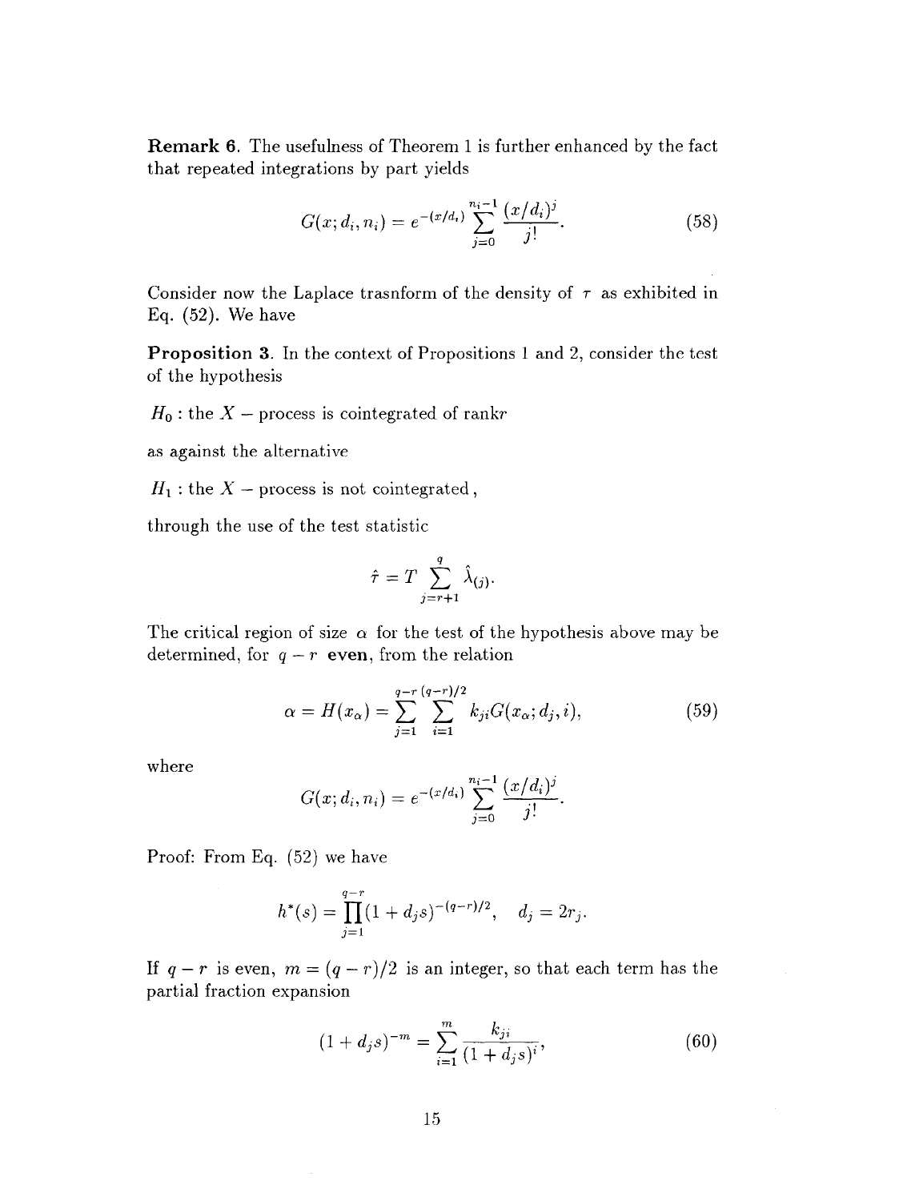**Remark 6.** The usefulness of Theorem 1 is further enhanced by the fact that repeated integrations by part yields

$$G(x; d_i, n_i) = e^{-(x/d_i)} \sum_{j=0}^{n_i - 1} \frac{(x/d_i)^j}{j!}. \tag{58}$$

Consider now the Laplace trasnform of the density of $\tau$ as exhibited in Eq. (52). We have

**Proposition 3.** In the context of Propositions 1 and 2, consider the test of the hypothesis

$H_0$ : the $X$ – process is cointegrated of rank$r$

as against the alternative

$H_1$ : the $X$ – process is not cointegrated ,

through the use of the test statistic

$$\hat{\tau} = T \sum_{j=r+1}^{q} \hat{\lambda}_{(j)}.$$

The critical region of size $\alpha$ for the test of the hypothesis above may be determined, for $q - r$ **even**, from the relation

$$\alpha = H(x_\alpha) = \sum_{j=1}^{q-r} \sum_{i=1}^{(q-r)/2} k_{ji} G(x_\alpha; d_j, i), \tag{59}$$

where

$$G(x; d_i, n_i) = e^{-(x/d_i)} \sum_{j=0}^{n_i - 1} \frac{(x/d_i)^j}{j!}.$$

Proof: From Eq. (52) we have

$$h^*(s) = \prod_{j=1}^{q-r} (1 + d_j s)^{-(q-r)/2}, \quad d_j = 2r_j.$$

If $q - r$ is even, $m = (q - r)/2$ is an integer, so that each term has the partial fraction expansion

$$(1 + d_j s)^{-m} = \sum_{i=1}^{m} \frac{k_{ji}}{(1 + d_j s)^i}, \tag{60}$$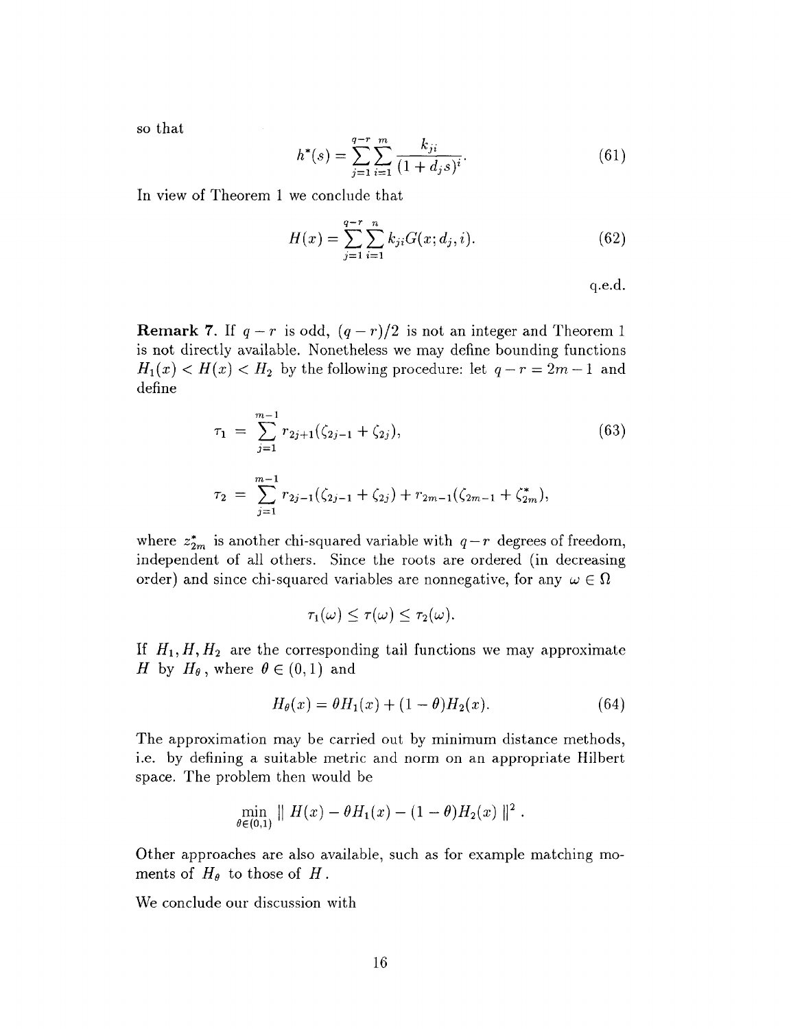so that

$$h^*(s) = \sum_{j=1}^{q-r} \sum_{i=1}^{m} \frac{k_{ji}}{(1 + d_j s)^i}. \tag{61}$$

In view of Theorem 1 we conclude that

$$H(x) = \sum_{j=1}^{q-r} \sum_{i=1}^{n} k_{ji} G(x; d_j, i). \tag{62}$$

q.e.d.

**Remark 7.** If $q - r$ is odd, $(q - r)/2$ is not an integer and Theorem 1 is not directly available. Nonetheless we may define bounding functions $H_1(x) < H(x) < H_2$ by the following procedure: let $q - r = 2m - 1$ and define

$$\tau_1 = \sum_{j=1}^{m-1} r_{2j+1}(\zeta_{2j-1} + \zeta_{2j}), \tag{63}$$

$$\tau_2 = \sum_{j=1}^{m-1} r_{2j-1}(\zeta_{2j-1} + \zeta_{2j}) + r_{2m-1}(\zeta_{2m-1} + \zeta_{2m}^*),$$

where $z_{2m}^*$ is another chi-squared variable with $q - r$ degrees of freedom, independent of all others. Since the roots are ordered (in decreasing order) and since chi-squared variables are nonnegative, for any $\omega \in \Omega$

$$\tau_1(\omega) \leq \tau(\omega) \leq \tau_2(\omega).$$

If $H_1, H, H_2$ are the corresponding tail functions we may approximate $H$ by $H_\theta$, where $\theta \in (0, 1)$ and

$$H_\theta(x) = \theta H_1(x) + (1 - \theta) H_2(x). \tag{64}$$

The approximation may be carried out by minimum distance methods, i.e. by defining a suitable metric and norm on an appropriate Hilbert space. The problem then would be

$$\min_{\theta \in (0,1)} \| H(x) - \theta H_1(x) - (1 - \theta) H_2(x) \|^2 .$$

Other approaches are also available, such as for example matching moments of $H_\theta$ to those of $H$.

We conclude our discussion with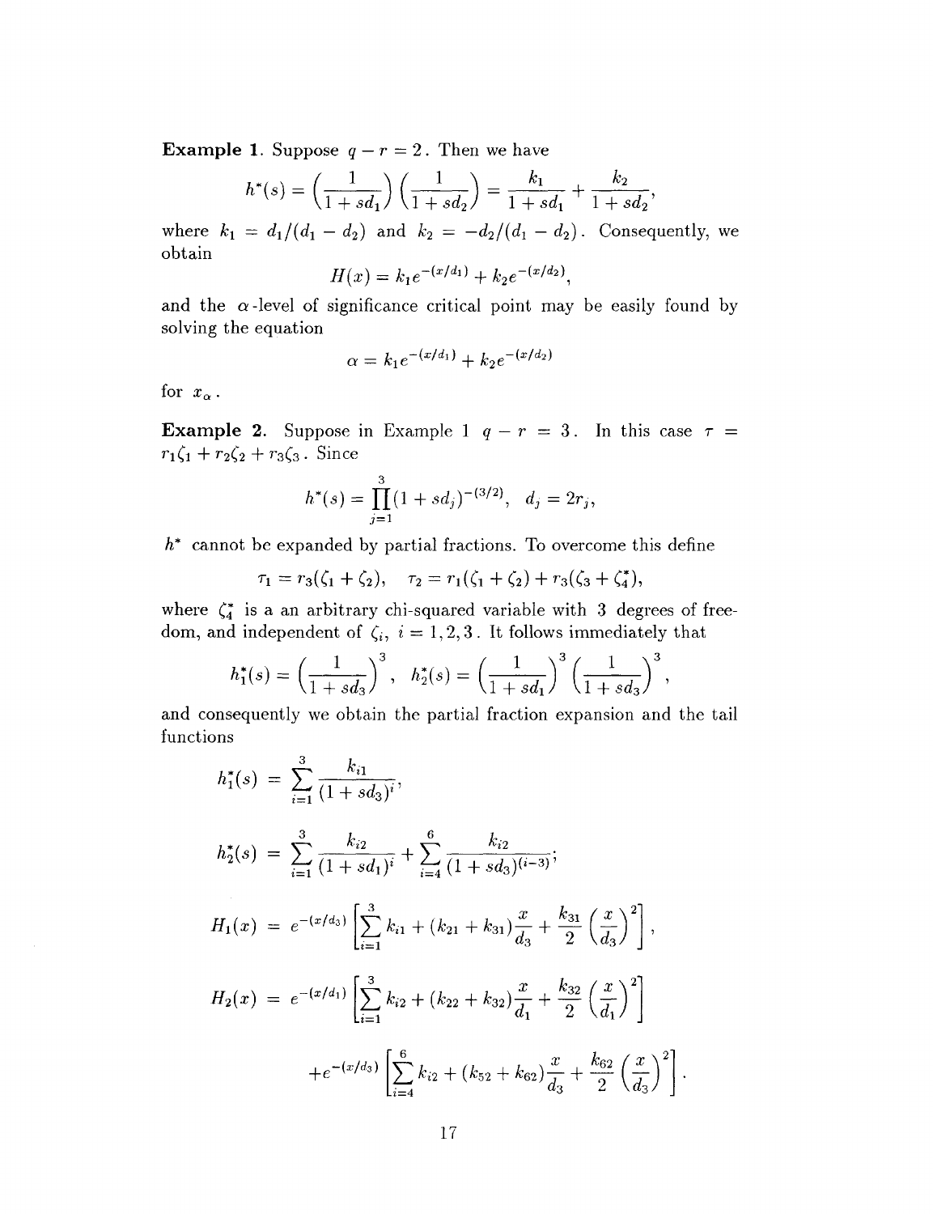**Example 1**. Suppose $q - r = 2$. Then we have

$$h^*(s) = \left(\frac{1}{1+sd_1}\right)\left(\frac{1}{1+sd_2}\right) = \frac{k_1}{1+sd_1} + \frac{k_2}{1+sd_2},$$

where $k_1 = d_1/(d_1 - d_2)$ and $k_2 = -d_2/(d_1 - d_2)$. Consequently, we obtain

$$H(x) = k_1 e^{-(x/d_1)} + k_2 e^{-(x/d_2)},$$

and the $\alpha$-level of significance critical point may be easily found by solving the equation

$$\alpha = k_1 e^{-(x/d_1)} + k_2 e^{-(x/d_2)}$$

for $x_\alpha$.

**Example 2**. Suppose in Example 1 $q - r = 3$. In this case $\tau = r_1\zeta_1 + r_2\zeta_2 + r_3\zeta_3$. Since

$$h^*(s) = \prod_{j=1}^{3}(1 + sd_j)^{-(3/2)}, \quad d_j = 2r_j,$$

$h^*$ cannot be expanded by partial fractions. To overcome this define

$$\tau_1 = r_3(\zeta_1 + \zeta_2), \quad \tau_2 = r_1(\zeta_1 + \zeta_2) + r_3(\zeta_3 + \zeta_4^*),$$

where $\zeta_4^*$ is a an arbitrary chi-squared variable with 3 degrees of freedom, and independent of $\zeta_i$, $i = 1, 2, 3$. It follows immediately that

$$h_1^*(s) = \left(\frac{1}{1+sd_3}\right)^3, \quad h_2^*(s) = \left(\frac{1}{1+sd_1}\right)^3\left(\frac{1}{1+sd_3}\right)^3,$$

and consequently we obtain the partial fraction expansion and the tail functions

$$h_1^*(s) = \sum_{i=1}^{3} \frac{k_{i1}}{(1+sd_3)^i},$$

$$h_2^*(s) = \sum_{i=1}^{3} \frac{k_{i2}}{(1+sd_1)^i} + \sum_{i=4}^{6} \frac{k_{i2}}{(1+sd_3)^{(i-3)}};$$

$$H_1(x) = e^{-(x/d_3)}\left[\sum_{i=1}^{3} k_{i1} + (k_{21} + k_{31})\frac{x}{d_3} + \frac{k_{31}}{2}\left(\frac{x}{d_3}\right)^2\right],$$

$$H_2(x) = e^{-(x/d_1)}\left[\sum_{i=1}^{3} k_{i2} + (k_{22} + k_{32})\frac{x}{d_1} + \frac{k_{32}}{2}\left(\frac{x}{d_1}\right)^2\right]$$

$$+ e^{-(x/d_3)}\left[\sum_{i=4}^{6} k_{i2} + (k_{52} + k_{62})\frac{x}{d_3} + \frac{k_{62}}{2}\left(\frac{x}{d_3}\right)^2\right].$$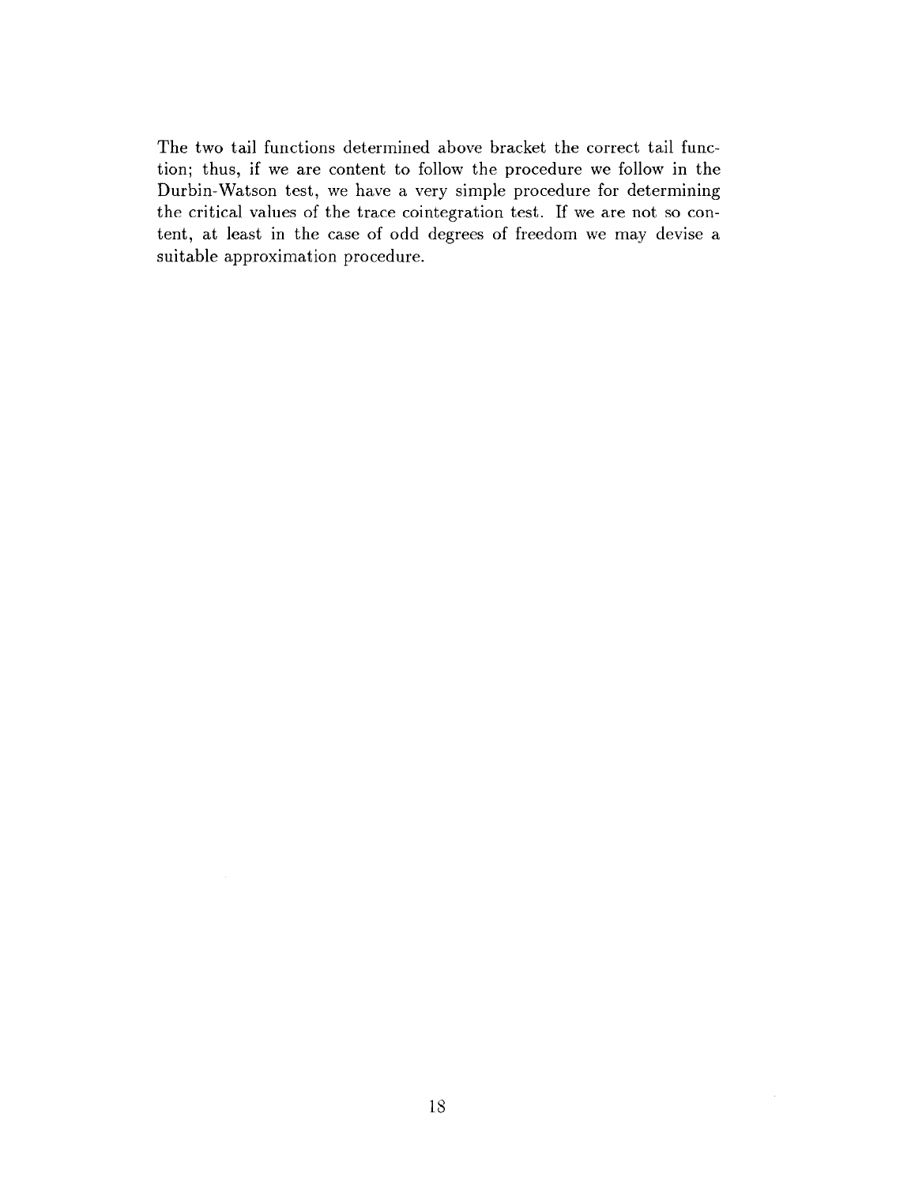The two tail functions determined above bracket the correct tail function; thus, if we are content to follow the procedure we follow in the Durbin-Watson test, we have a very simple procedure for determining the critical values of the trace cointegration test. If we are not so content, at least in the case of odd degrees of freedom we may devise a suitable approximation procedure.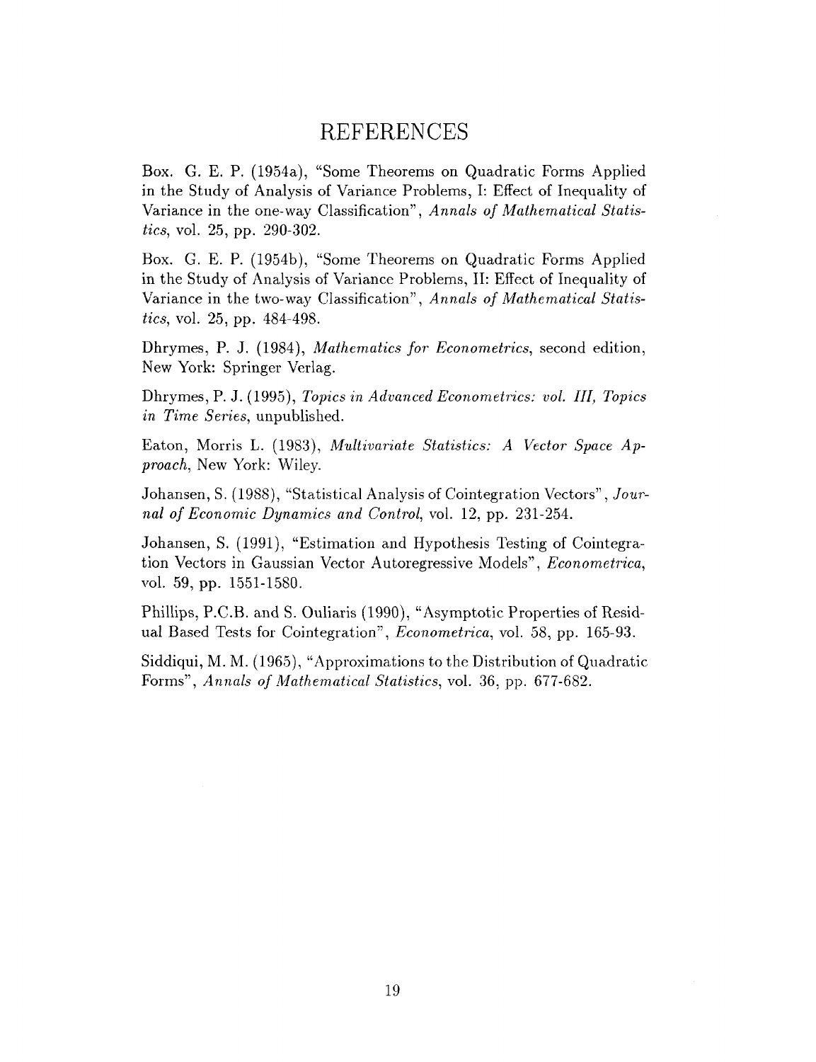# REFERENCES

Box. G. E. P. (1954a), "Some Theorems on Quadratic Forms Applied in the Study of Analysis of Variance Problems, I: Effect of Inequality of Variance in the one-way Classification", *Annals of Mathematical Statistics*, vol. 25, pp. 290-302.

Box. G. E. P. (1954b), "Some Theorems on Quadratic Forms Applied in the Study of Analysis of Variance Problems, II: Effect of Inequality of Variance in the two-way Classification", *Annals of Mathematical Statistics*, vol. 25, pp. 484-498.

Dhrymes, P. J. (1984), *Mathematics for Econometrics*, second edition, New York: Springer Verlag.

Dhrymes, P. J. (1995), *Topics in Advanced Econometrics: vol. III, Topics in Time Series*, unpublished.

Eaton, Morris L. (1983), *Multivariate Statistics: A Vector Space Approach*, New York: Wiley.

Johansen, S. (1988), "Statistical Analysis of Cointegration Vectors", *Journal of Economic Dynamics and Control*, vol. 12, pp. 231-254.

Johansen, S. (1991), "Estimation and Hypothesis Testing of Cointegration Vectors in Gaussian Vector Autoregressive Models", *Econometrica*, vol. 59, pp. 1551-1580.

Phillips, P.C.B. and S. Ouliaris (1990), "Asymptotic Properties of Residual Based Tests for Cointegration", *Econometrica*, vol. 58, pp. 165-93.

Siddiqui, M. M. (1965), "Approximations to the Distribution of Quadratic Forms", *Annals of Mathematical Statistics*, vol. 36, pp. 677-682.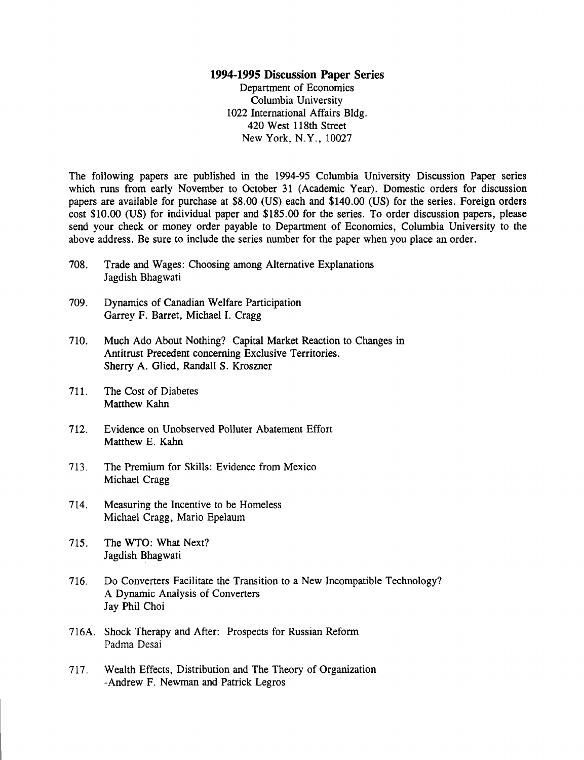## 1994-1995 Discussion Paper Series

Department of Economics
Columbia University
1022 International Affairs Bldg.
420 West 118th Street
New York, N.Y., 10027

The following papers are published in the 1994-95 Columbia University Discussion Paper series which runs from early November to October 31 (Academic Year). Domestic orders for discussion papers are available for purchase at $8.00 (US) each and $140.00 (US) for the series. Foreign orders cost $10.00 (US) for individual paper and $185.00 for the series. To order discussion papers, please send your check or money order payable to Department of Economics, Columbia University to the above address. Be sure to include the series number for the paper when you place an order.

708. Trade and Wages: Choosing among Alternative Explanations
Jagdish Bhagwati

709. Dynamics of Canadian Welfare Participation
Garrey F. Barret, Michael I. Cragg

710. Much Ado About Nothing? Capital Market Reaction to Changes in Antitrust Precedent concerning Exclusive Territories.
Sherry A. Glied, Randall S. Kroszner

711. The Cost of Diabetes
Matthew Kahn

712. Evidence on Unobserved Polluter Abatement Effort
Matthew E. Kahn

713. The Premium for Skills: Evidence from Mexico
Michael Cragg

714. Measuring the Incentive to be Homeless
Michael Cragg, Mario Epelaum

715. The WTO: What Next?
Jagdish Bhagwati

716. Do Converters Facilitate the Transition to a New Incompatible Technology? A Dynamic Analysis of Converters
Jay Phil Choi

716A. Shock Therapy and After: Prospects for Russian Reform
Padma Desai

717. Wealth Effects, Distribution and The Theory of Organization
-Andrew F. Newman and Patrick Legros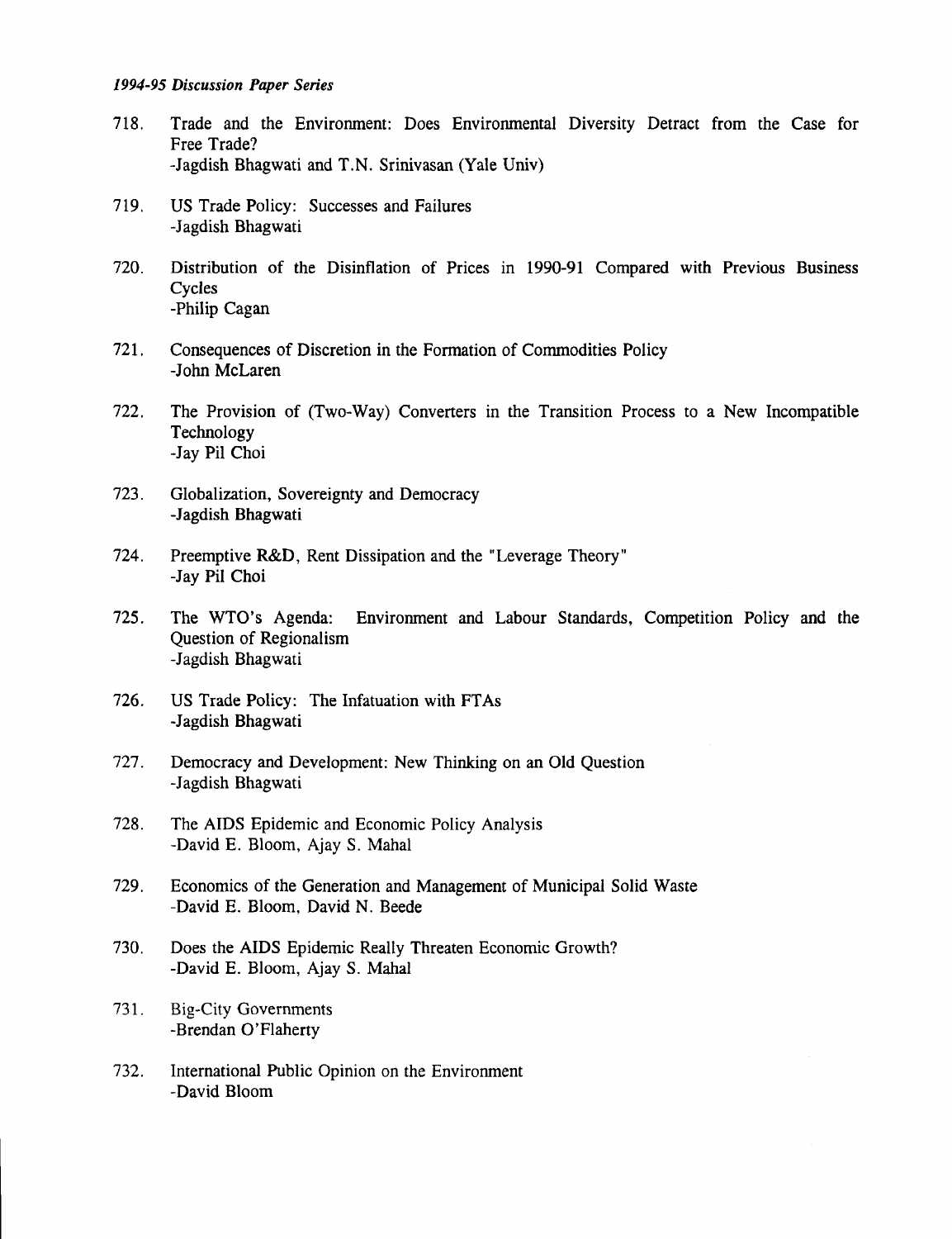*1994-95 Discussion Paper Series*

718. Trade and the Environment: Does Environmental Diversity Detract from the Case for Free Trade?
-Jagdish Bhagwati and T.N. Srinivasan (Yale Univ)

719. US Trade Policy: Successes and Failures
-Jagdish Bhagwati

720. Distribution of the Disinflation of Prices in 1990-91 Compared with Previous Business Cycles
-Philip Cagan

721. Consequences of Discretion in the Formation of Commodities Policy
-John McLaren

722. The Provision of (Two-Way) Converters in the Transition Process to a New Incompatible Technology
-Jay Pil Choi

723. Globalization, Sovereignty and Democracy
-Jagdish Bhagwati

724. Preemptive R&D, Rent Dissipation and the "Leverage Theory"
-Jay Pil Choi

725. The WTO's Agenda: Environment and Labour Standards, Competition Policy and the Question of Regionalism
-Jagdish Bhagwati

726. US Trade Policy: The Infatuation with FTAs
-Jagdish Bhagwati

727. Democracy and Development: New Thinking on an Old Question
-Jagdish Bhagwati

728. The AIDS Epidemic and Economic Policy Analysis
-David E. Bloom, Ajay S. Mahal

729. Economics of the Generation and Management of Municipal Solid Waste
-David E. Bloom, David N. Beede

730. Does the AIDS Epidemic Really Threaten Economic Growth?
-David E. Bloom, Ajay S. Mahal

731. Big-City Governments
-Brendan O'Flaherty

732. International Public Opinion on the Environment
-David Bloom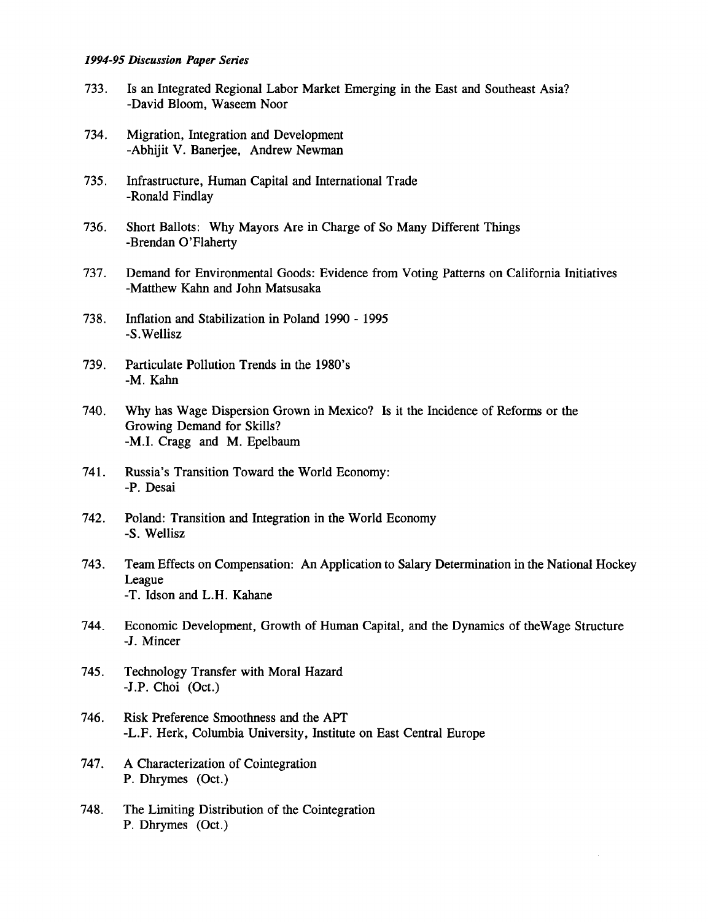*1994-95 Discussion Paper Series*

733. Is an Integrated Regional Labor Market Emerging in the East and Southeast Asia?
 -David Bloom, Waseem Noor

734. Migration, Integration and Development
 -Abhijit V. Banerjee, Andrew Newman

735. Infrastructure, Human Capital and International Trade
 -Ronald Findlay

736. Short Ballots: Why Mayors Are in Charge of So Many Different Things
 -Brendan O'Flaherty

737. Demand for Environmental Goods: Evidence from Voting Patterns on California Initiatives
 -Matthew Kahn and John Matsusaka

738. Inflation and Stabilization in Poland 1990 - 1995
 -S.Wellisz

739. Particulate Pollution Trends in the 1980's
 -M. Kahn

740. Why has Wage Dispersion Grown in Mexico? Is it the Incidence of Reforms or the Growing Demand for Skills?
 -M.I. Cragg and M. Epelbaum

741. Russia's Transition Toward the World Economy:
 -P. Desai

742. Poland: Transition and Integration in the World Economy
 -S. Wellisz

743. Team Effects on Compensation: An Application to Salary Determination in the National Hockey League
 -T. Idson and L.H. Kahane

744. Economic Development, Growth of Human Capital, and the Dynamics of theWage Structure
 -J. Mincer

745. Technology Transfer with Moral Hazard
 -J.P. Choi (Oct.)

746. Risk Preference Smoothness and the APT
 -L.F. Herk, Columbia University, Institute on East Central Europe

747. A Characterization of Cointegration
 P. Dhrymes (Oct.)

748. The Limiting Distribution of the Cointegration
 P. Dhrymes (Oct.)